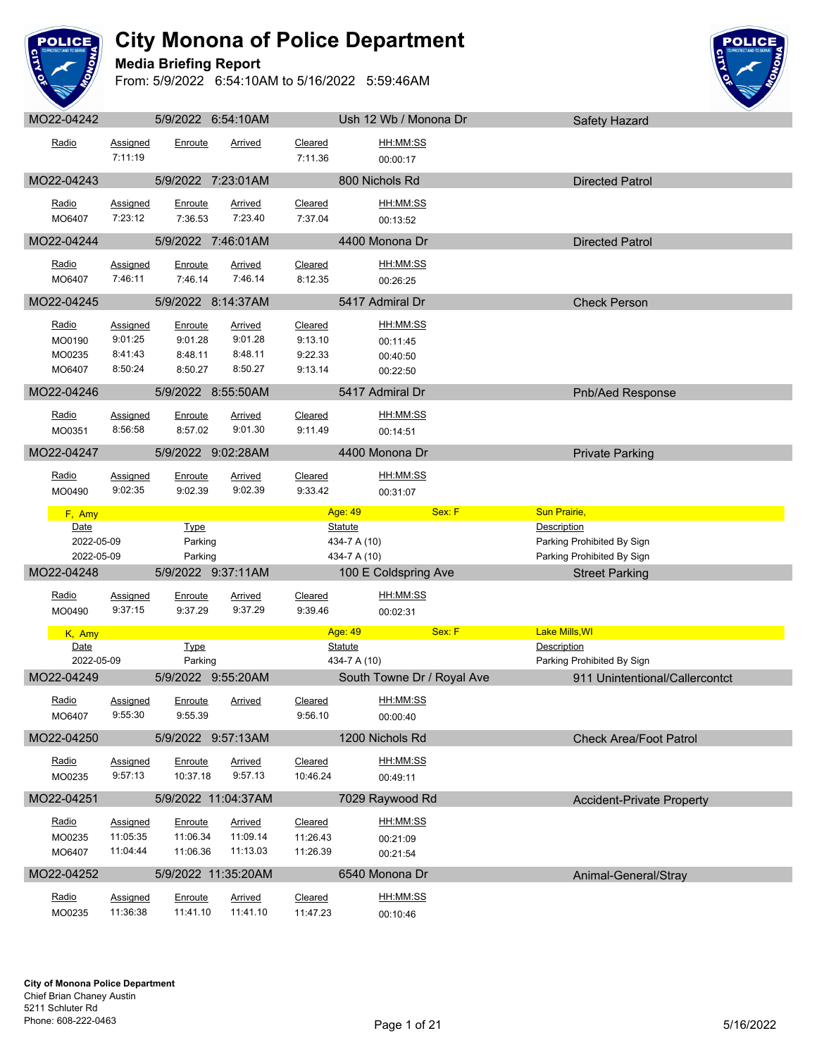# City Monona of Police Department

## Media Briefing Report

From: 5/9/2022 6:54:10AM to 5/16/2022 5:59:46AM

**MO22-04242** | 5/9/2022 6:54:10AM | Ush 12 Wb / Monona Dr | Safety Hazard

| Radio | Assigned | Enroute | Arrived | Cleared | HH:MM:SS |
|---|---|---|---|---|---|
| | 7:11:19 | | | 7:11.36 | 00:00:17 |

**MO22-04243** | 5/9/2022 7:23:01AM | 800 Nichols Rd | Directed Patrol

| Radio | Assigned | Enroute | Arrived | Cleared | HH:MM:SS |
|---|---|---|---|---|---|
| MO6407 | 7:23:12 | 7:36.53 | 7:23.40 | 7:37.04 | 00:13:52 |

**MO22-04244** | 5/9/2022 7:46:01AM | 4400 Monona Dr | Directed Patrol

| Radio | Assigned | Enroute | Arrived | Cleared | HH:MM:SS |
|---|---|---|---|---|---|
| MO6407 | 7:46:11 | 7:46.14 | 7:46.14 | 8:12.35 | 00:26:25 |

**MO22-04245** | 5/9/2022 8:14:37AM | 5417 Admiral Dr | Check Person

| Radio | Assigned | Enroute | Arrived | Cleared | HH:MM:SS |
|---|---|---|---|---|---|
| MO0190 | 9:01:25 | 9:01.28 | 9:01.28 | 9:13.10 | 00:11:45 |
| MO0235 | 8:41:43 | 8:48.11 | 8:48.11 | 9:22.33 | 00:40:50 |
| MO6407 | 8:50:24 | 8:50.27 | 8:50.27 | 9:13.14 | 00:22:50 |

**MO22-04246** | 5/9/2022 8:55:50AM | 5417 Admiral Dr | Pnb/Aed Response

| Radio | Assigned | Enroute | Arrived | Cleared | HH:MM:SS |
|---|---|---|---|---|---|
| MO0351 | 8:56:58 | 8:57.02 | 9:01.30 | 9:11.49 | 00:14:51 |

**MO22-04247** | 5/9/2022 9:02:28AM | 4400 Monona Dr | Private Parking

| Radio | Assigned | Enroute | Arrived | Cleared | HH:MM:SS |
|---|---|---|---|---|---|
| MO0490 | 9:02:35 | 9:02.39 | 9:02.39 | 9:33.42 | 00:31:07 |

F, Amy | Age: 49 | Sex: F | Sun Prairie,

| Date | Type | Statute | Description |
|---|---|---|---|
| 2022-05-09 | Parking | 434-7 A (10) | Parking Prohibited By Sign |
| 2022-05-09 | Parking | 434-7 A (10) | Parking Prohibited By Sign |

**MO22-04248** | 5/9/2022 9:37:11AM | 100 E Coldspring Ave | Street Parking

| Radio | Assigned | Enroute | Arrived | Cleared | HH:MM:SS |
|---|---|---|---|---|---|
| MO0490 | 9:37:15 | 9:37.29 | 9:37.29 | 9:39.46 | 00:02:31 |

K, Amy | Age: 49 | Sex: F | Lake Mills,WI

| Date | Type | Statute | Description |
|---|---|---|---|
| 2022-05-09 | Parking | 434-7 A (10) | Parking Prohibited By Sign |

**MO22-04249** | 5/9/2022 9:55:20AM | South Towne Dr / Royal Ave | 911 Unintentional/Callercontct

| Radio | Assigned | Enroute | Arrived | Cleared | HH:MM:SS |
|---|---|---|---|---|---|
| MO6407 | 9:55:30 | 9:55.39 | | 9:56.10 | 00:00:40 |

**MO22-04250** | 5/9/2022 9:57:13AM | 1200 Nichols Rd | Check Area/Foot Patrol

| Radio | Assigned | Enroute | Arrived | Cleared | HH:MM:SS |
|---|---|---|---|---|---|
| MO0235 | 9:57:13 | 10:37.18 | 9:57.13 | 10:46.24 | 00:49:11 |

**MO22-04251** | 5/9/2022 11:04:37AM | 7029 Raywood Rd | Accident-Private Property

| Radio | Assigned | Enroute | Arrived | Cleared | HH:MM:SS |
|---|---|---|---|---|---|
| MO0235 | 11:05:35 | 11:06.34 | 11:09.14 | 11:26.43 | 00:21:09 |
| MO6407 | 11:04:44 | 11:06.36 | 11:13.03 | 11:26.39 | 00:21:54 |

**MO22-04252** | 5/9/2022 11:35:20AM | 6540 Monona Dr | Animal-General/Stray

| Radio | Assigned | Enroute | Arrived | Cleared | HH:MM:SS |
|---|---|---|---|---|---|
| MO0235 | 11:36:38 | 11:41.10 | 11:41.10 | 11:47.23 | 00:10:46 |

**City of Monona Police Department**
Chief Brian Chaney Austin
5211 Schluter Rd
Phone: 608-222-0463

5/16/2022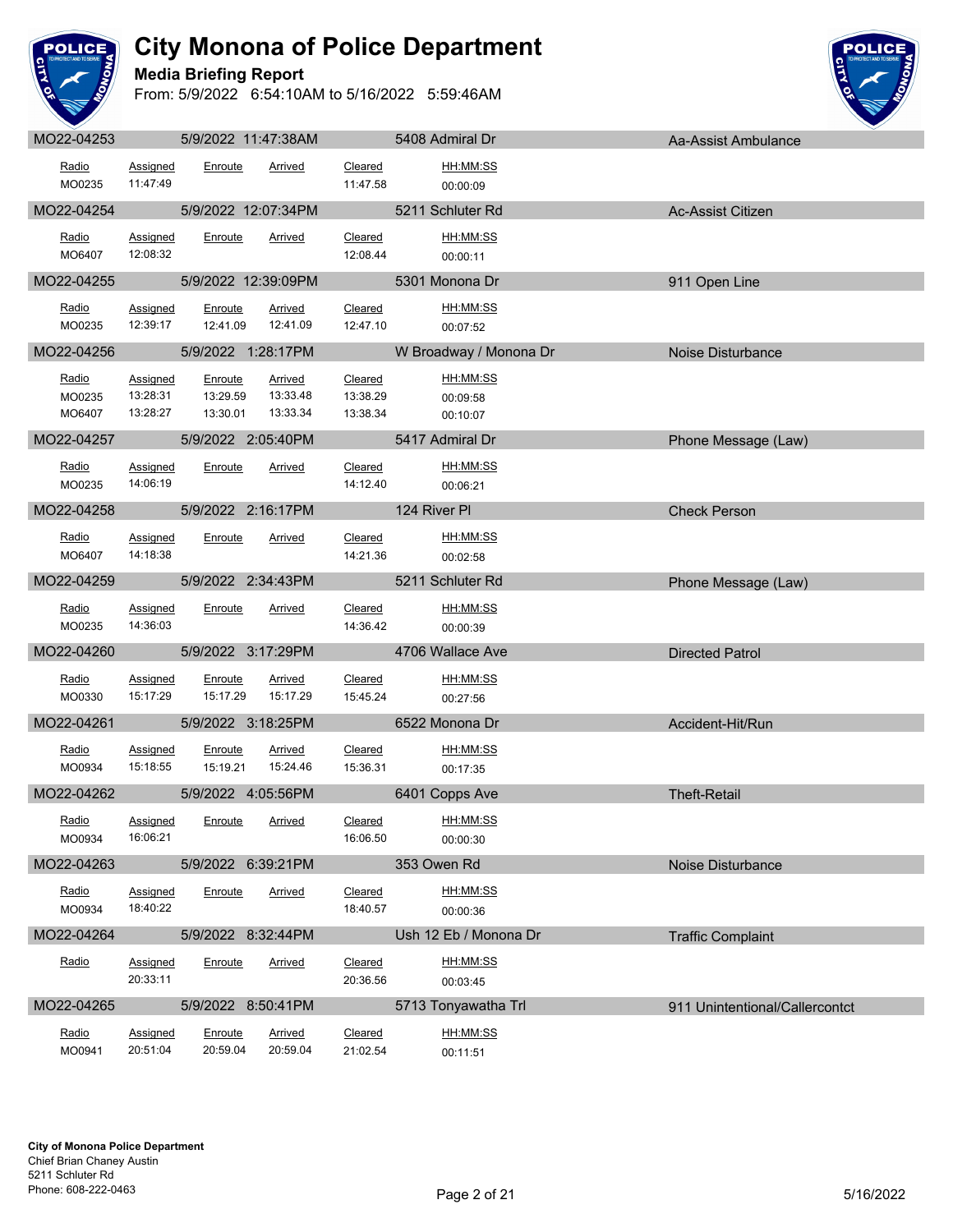# City Monona of Police Department

## Media Briefing Report

From: 5/9/2022 6:54:10AM to 5/16/2022 5:59:46AM

| MO22-04253 | 5/9/2022 11:47:38AM | 5408 Admiral Dr | Aa-Assist Ambulance |
|---|---|---|---|

| Radio | Assigned | Enroute | Arrived | Cleared | HH:MM:SS |
|---|---|---|---|---|---|
| MO0235 | 11:47:49 | | | 11:47.58 | 00:00:09 |

| MO22-04254 | 5/9/2022 12:07:34PM | 5211 Schluter Rd | Ac-Assist Citizen |
|---|---|---|---|

| Radio | Assigned | Enroute | Arrived | Cleared | HH:MM:SS |
|---|---|---|---|---|---|
| MO6407 | 12:08:32 | | | 12:08.44 | 00:00:11 |

| MO22-04255 | 5/9/2022 12:39:09PM | 5301 Monona Dr | 911 Open Line |
|---|---|---|---|

| Radio | Assigned | Enroute | Arrived | Cleared | HH:MM:SS |
|---|---|---|---|---|---|
| MO0235 | 12:39:17 | 12:41.09 | 12:41.09 | 12:47.10 | 00:07:52 |

| MO22-04256 | 5/9/2022 1:28:17PM | W Broadway / Monona Dr | Noise Disturbance |
|---|---|---|---|

| Radio | Assigned | Enroute | Arrived | Cleared | HH:MM:SS |
|---|---|---|---|---|---|
| MO0235 | 13:28:31 | 13:29.59 | 13:33.48 | 13:38.29 | 00:09:58 |
| MO6407 | 13:28:27 | 13:30.01 | 13:33.34 | 13:38.34 | 00:10:07 |

| MO22-04257 | 5/9/2022 2:05:40PM | 5417 Admiral Dr | Phone Message (Law) |
|---|---|---|---|

| Radio | Assigned | Enroute | Arrived | Cleared | HH:MM:SS |
|---|---|---|---|---|---|
| MO0235 | 14:06:19 | | | 14:12.40 | 00:06:21 |

| MO22-04258 | 5/9/2022 2:16:17PM | 124 River Pl | Check Person |
|---|---|---|---|

| Radio | Assigned | Enroute | Arrived | Cleared | HH:MM:SS |
|---|---|---|---|---|---|
| MO6407 | 14:18:38 | | | 14:21.36 | 00:02:58 |

| MO22-04259 | 5/9/2022 2:34:43PM | 5211 Schluter Rd | Phone Message (Law) |
|---|---|---|---|

| Radio | Assigned | Enroute | Arrived | Cleared | HH:MM:SS |
|---|---|---|---|---|---|
| MO0235 | 14:36:03 | | | 14:36.42 | 00:00:39 |

| MO22-04260 | 5/9/2022 3:17:29PM | 4706 Wallace Ave | Directed Patrol |
|---|---|---|---|

| Radio | Assigned | Enroute | Arrived | Cleared | HH:MM:SS |
|---|---|---|---|---|---|
| MO0330 | 15:17:29 | 15:17.29 | 15:17.29 | 15:45.24 | 00:27:56 |

| MO22-04261 | 5/9/2022 3:18:25PM | 6522 Monona Dr | Accident-Hit/Run |
|---|---|---|---|

| Radio | Assigned | Enroute | Arrived | Cleared | HH:MM:SS |
|---|---|---|---|---|---|
| MO0934 | 15:18:55 | 15:19.21 | 15:24.46 | 15:36.31 | 00:17:35 |

| MO22-04262 | 5/9/2022 4:05:56PM | 6401 Copps Ave | Theft-Retail |
|---|---|---|---|

| Radio | Assigned | Enroute | Arrived | Cleared | HH:MM:SS |
|---|---|---|---|---|---|
| MO0934 | 16:06:21 | | | 16:06.50 | 00:00:30 |

| MO22-04263 | 5/9/2022 6:39:21PM | 353 Owen Rd | Noise Disturbance |
|---|---|---|---|

| Radio | Assigned | Enroute | Arrived | Cleared | HH:MM:SS |
|---|---|---|---|---|---|
| MO0934 | 18:40:22 | | | 18:40.57 | 00:00:36 |

| MO22-04264 | 5/9/2022 8:32:44PM | Ush 12 Eb / Monona Dr | Traffic Complaint |
|---|---|---|---|

| Radio | Assigned | Enroute | Arrived | Cleared | HH:MM:SS |
|---|---|---|---|---|---|
| | 20:33:11 | | | 20:36.56 | 00:03:45 |

| MO22-04265 | 5/9/2022 8:50:41PM | 5713 Tonyawatha Trl | 911 Unintentional/Callercontct |
|---|---|---|---|

| Radio | Assigned | Enroute | Arrived | Cleared | HH:MM:SS |
|---|---|---|---|---|---|
| MO0941 | 20:51:04 | 20:59.04 | 20:59.04 | 21:02.54 | 00:11:51 |

**City of Monona Police Department**
Chief Brian Chaney Austin
5211 Schluter Rd
Phone: 608-222-0463

5/16/2022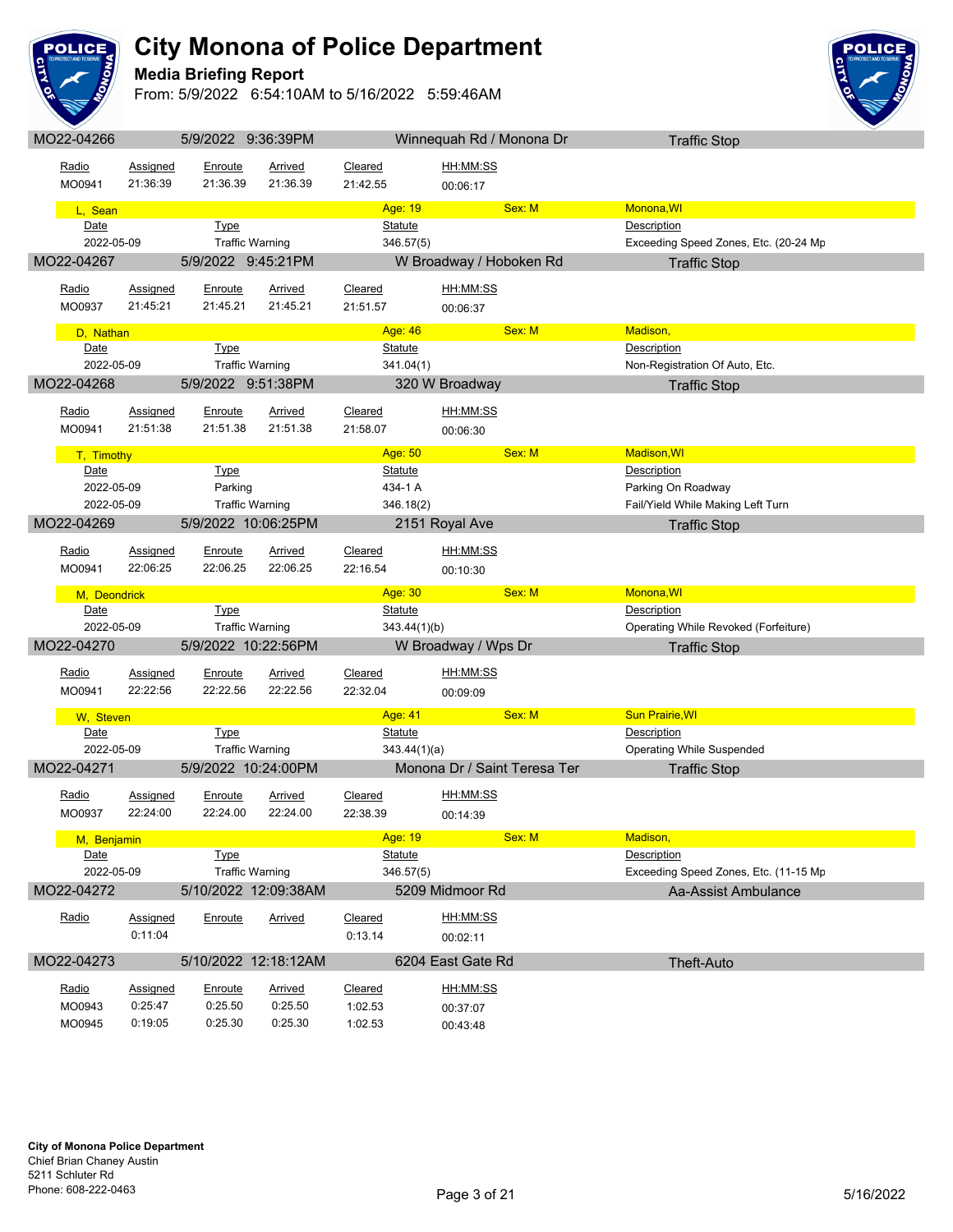# City Monona of Police Department

## Media Briefing Report

From: 5/9/2022 6:54:10AM to 5/16/2022 5:59:46AM

### MO22-04266 — 5/9/2022 9:36:39PM — Winnequah Rd / Monona Dr — Traffic Stop

| Radio | Assigned | Enroute | Arrived | Cleared | HH:MM:SS |
|---|---|---|---|---|---|
| MO0941 | 21:36:39 | 21:36.39 | 21:36.39 | 21:42.55 | 00:06:17 |

**L, Sean** — Age: 19 — Sex: M — Monona,WI

| Date | Type | Statute | Description |
|---|---|---|---|
| 2022-05-09 | Traffic Warning | 346.57(5) | Exceeding Speed Zones, Etc. (20-24 Mp |

### MO22-04267 — 5/9/2022 9:45:21PM — W Broadway / Hoboken Rd — Traffic Stop

| Radio | Assigned | Enroute | Arrived | Cleared | HH:MM:SS |
|---|---|---|---|---|---|
| MO0937 | 21:45:21 | 21:45.21 | 21:45.21 | 21:51.57 | 00:06:37 |

**D, Nathan** — Age: 46 — Sex: M — Madison,

| Date | Type | Statute | Description |
|---|---|---|---|
| 2022-05-09 | Traffic Warning | 341.04(1) | Non-Registration Of Auto, Etc. |

### MO22-04268 — 5/9/2022 9:51:38PM — 320 W Broadway — Traffic Stop

| Radio | Assigned | Enroute | Arrived | Cleared | HH:MM:SS |
|---|---|---|---|---|---|
| MO0941 | 21:51:38 | 21:51.38 | 21:51.38 | 21:58.07 | 00:06:30 |

**T, Timothy** — Age: 50 — Sex: M — Madison,WI

| Date | Type | Statute | Description |
|---|---|---|---|
| 2022-05-09 | Parking | 434-1 A | Parking On Roadway |
| 2022-05-09 | Traffic Warning | 346.18(2) | Fail/Yield While Making Left Turn |

### MO22-04269 — 5/9/2022 10:06:25PM — 2151 Royal Ave — Traffic Stop

| Radio | Assigned | Enroute | Arrived | Cleared | HH:MM:SS |
|---|---|---|---|---|---|
| MO0941 | 22:06:25 | 22:06.25 | 22:06.25 | 22:16.54 | 00:10:30 |

**M, Deondrick** — Age: 30 — Sex: M — Monona,WI

| Date | Type | Statute | Description |
|---|---|---|---|
| 2022-05-09 | Traffic Warning | 343.44(1)(b) | Operating While Revoked (Forfeiture) |

### MO22-04270 — 5/9/2022 10:22:56PM — W Broadway / Wps Dr — Traffic Stop

| Radio | Assigned | Enroute | Arrived | Cleared | HH:MM:SS |
|---|---|---|---|---|---|
| MO0941 | 22:22:56 | 22:22.56 | 22:22.56 | 22:32.04 | 00:09:09 |

**W, Steven** — Age: 41 — Sex: M — Sun Prairie,WI

| Date | Type | Statute | Description |
|---|---|---|---|
| 2022-05-09 | Traffic Warning | 343.44(1)(a) | Operating While Suspended |

### MO22-04271 — 5/9/2022 10:24:00PM — Monona Dr / Saint Teresa Ter — Traffic Stop

| Radio | Assigned | Enroute | Arrived | Cleared | HH:MM:SS |
|---|---|---|---|---|---|
| MO0937 | 22:24:00 | 22:24.00 | 22:24.00 | 22:38.39 | 00:14:39 |

**M, Benjamin** — Age: 19 — Sex: M — Madison,

| Date | Type | Statute | Description |
|---|---|---|---|
| 2022-05-09 | Traffic Warning | 346.57(5) | Exceeding Speed Zones, Etc. (11-15 Mp |

### MO22-04272 — 5/10/2022 12:09:38AM — 5209 Midmoor Rd — Aa-Assist Ambulance

| Radio | Assigned | Enroute | Arrived | Cleared | HH:MM:SS |
|---|---|---|---|---|---|
| | 0:11:04 | | | 0:13.14 | 00:02:11 |

### MO22-04273 — 5/10/2022 12:18:12AM — 6204 East Gate Rd — Theft-Auto

| Radio | Assigned | Enroute | Arrived | Cleared | HH:MM:SS |
|---|---|---|---|---|---|
| MO0943 | 0:25:47 | 0:25.50 | 0:25.50 | 1:02.53 | 00:37:07 |
| MO0945 | 0:19:05 | 0:25.30 | 0:25.30 | 1:02.53 | 00:43:48 |

**City of Monona Police Department**
Chief Brian Chaney Austin
5211 Schluter Rd
Phone: 608-222-0463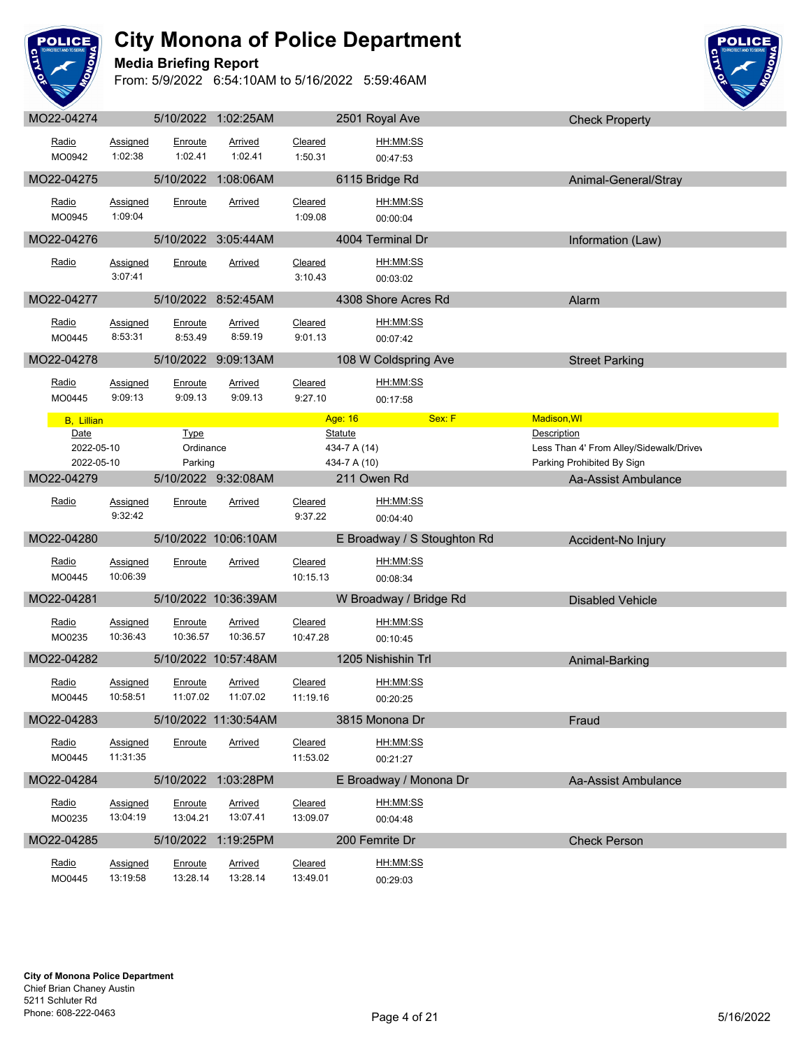# City Monona of Police Department

## Media Briefing Report

From: 5/9/2022 6:54:10AM to 5/16/2022 5:59:46AM

| MO22-04274 | 5/10/2022 1:02:25AM | 2501 Royal Ave | Check Property |
|---|---|---|---|

| Radio | Assigned | Enroute | Arrived | Cleared | HH:MM:SS |
|---|---|---|---|---|---|
| MO0942 | 1:02:38 | 1:02.41 | 1:02.41 | 1:50.31 | 00:47:53 |

| MO22-04275 | 5/10/2022 1:08:06AM | 6115 Bridge Rd | Animal-General/Stray |
|---|---|---|---|

| Radio | Assigned | Enroute | Arrived | Cleared | HH:MM:SS |
|---|---|---|---|---|---|
| MO0945 | 1:09:04 | | | 1:09.08 | 00:00:04 |

| MO22-04276 | 5/10/2022 3:05:44AM | 4004 Terminal Dr | Information (Law) |
|---|---|---|---|

| Radio | Assigned | Enroute | Arrived | Cleared | HH:MM:SS |
|---|---|---|---|---|---|
| | 3:07:41 | | | 3:10.43 | 00:03:02 |

| MO22-04277 | 5/10/2022 8:52:45AM | 4308 Shore Acres Rd | Alarm |
|---|---|---|---|

| Radio | Assigned | Enroute | Arrived | Cleared | HH:MM:SS |
|---|---|---|---|---|---|
| MO0445 | 8:53:31 | 8:53.49 | 8:59.19 | 9:01.13 | 00:07:42 |

| MO22-04278 | 5/10/2022 9:09:13AM | 108 W Coldspring Ave | Street Parking |
|---|---|---|---|

| Radio | Assigned | Enroute | Arrived | Cleared | HH:MM:SS |
|---|---|---|---|---|---|
| MO0445 | 9:09:13 | 9:09.13 | 9:09.13 | 9:27.10 | 00:17:58 |

B, Lillian — Age: 16 — Sex: F — Madison,WI

| Date | Type | Statute | Description |
|---|---|---|---|
| 2022-05-10 | Ordinance | 434-7 A (14) | Less Than 4' From Alley/Sidewalk/Drivev |
| 2022-05-10 | Parking | 434-7 A (10) | Parking Prohibited By Sign |

| MO22-04279 | 5/10/2022 9:32:08AM | 211 Owen Rd | Aa-Assist Ambulance |
|---|---|---|---|

| Radio | Assigned | Enroute | Arrived | Cleared | HH:MM:SS |
|---|---|---|---|---|---|
| | 9:32:42 | | | 9:37.22 | 00:04:40 |

| MO22-04280 | 5/10/2022 10:06:10AM | E Broadway / S Stoughton Rd | Accident-No Injury |
|---|---|---|---|

| Radio | Assigned | Enroute | Arrived | Cleared | HH:MM:SS |
|---|---|---|---|---|---|
| MO0445 | 10:06:39 | | | 10:15.13 | 00:08:34 |

| MO22-04281 | 5/10/2022 10:36:39AM | W Broadway / Bridge Rd | Disabled Vehicle |
|---|---|---|---|

| Radio | Assigned | Enroute | Arrived | Cleared | HH:MM:SS |
|---|---|---|---|---|---|
| MO0235 | 10:36:43 | 10:36.57 | 10:36.57 | 10:47.28 | 00:10:45 |

| MO22-04282 | 5/10/2022 10:57:48AM | 1205 Nishishin Trl | Animal-Barking |
|---|---|---|---|

| Radio | Assigned | Enroute | Arrived | Cleared | HH:MM:SS |
|---|---|---|---|---|---|
| MO0445 | 10:58:51 | 11:07.02 | 11:07.02 | 11:19.16 | 00:20:25 |

| MO22-04283 | 5/10/2022 11:30:54AM | 3815 Monona Dr | Fraud |
|---|---|---|---|

| Radio | Assigned | Enroute | Arrived | Cleared | HH:MM:SS |
|---|---|---|---|---|---|
| MO0445 | 11:31:35 | | | 11:53.02 | 00:21:27 |

| MO22-04284 | 5/10/2022 1:03:28PM | E Broadway / Monona Dr | Aa-Assist Ambulance |
|---|---|---|---|

| Radio | Assigned | Enroute | Arrived | Cleared | HH:MM:SS |
|---|---|---|---|---|---|
| MO0235 | 13:04:19 | 13:04.21 | 13:07.41 | 13:09.07 | 00:04:48 |

| MO22-04285 | 5/10/2022 1:19:25PM | 200 Femrite Dr | Check Person |
|---|---|---|---|

| Radio | Assigned | Enroute | Arrived | Cleared | HH:MM:SS |
|---|---|---|---|---|---|
| MO0445 | 13:19:58 | 13:28.14 | 13:28.14 | 13:49.01 | 00:29:03 |

**City of Monona Police Department**
Chief Brian Chaney Austin
5211 Schluter Rd
Phone: 608-222-0463

5/16/2022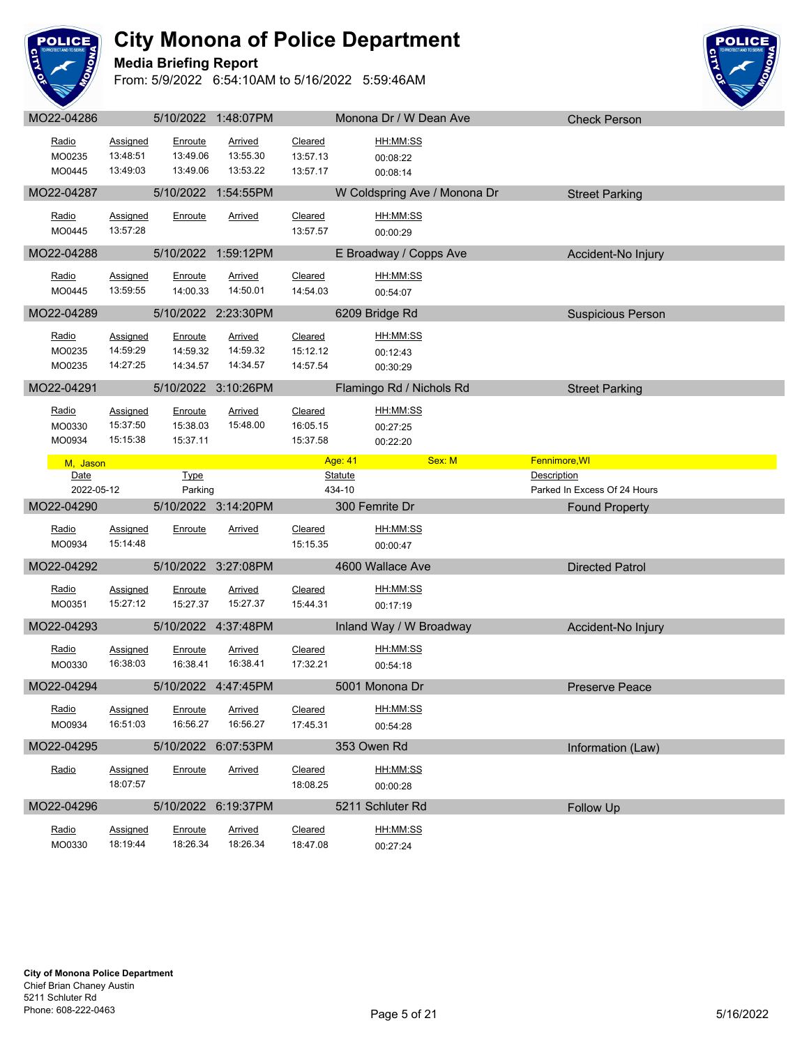# City Monona of Police Department

**Media Briefing Report**

From: 5/9/2022 6:54:10AM to 5/16/2022 5:59:46AM

## MO22-04286 | 5/10/2022 1:48:07PM | Monona Dr / W Dean Ave | Check Person

| Radio | Assigned | Enroute | Arrived | Cleared | HH:MM:SS |
|---|---|---|---|---|---|
| MO0235 | 13:48:51 | 13:49.06 | 13:55.30 | 13:57.13 | 00:08:22 |
| MO0445 | 13:49:03 | 13:49.06 | 13:53.22 | 13:57.17 | 00:08:14 |

## MO22-04287 | 5/10/2022 1:54:55PM | W Coldspring Ave / Monona Dr | Street Parking

| Radio | Assigned | Enroute | Arrived | Cleared | HH:MM:SS |
|---|---|---|---|---|---|
| MO0445 | 13:57:28 | | | 13:57.57 | 00:00:29 |

## MO22-04288 | 5/10/2022 1:59:12PM | E Broadway / Copps Ave | Accident-No Injury

| Radio | Assigned | Enroute | Arrived | Cleared | HH:MM:SS |
|---|---|---|---|---|---|
| MO0445 | 13:59:55 | 14:00.33 | 14:50.01 | 14:54.03 | 00:54:07 |

## MO22-04289 | 5/10/2022 2:23:30PM | 6209 Bridge Rd | Suspicious Person

| Radio | Assigned | Enroute | Arrived | Cleared | HH:MM:SS |
|---|---|---|---|---|---|
| MO0235 | 14:59:29 | 14:59.32 | 14:59.32 | 15:12.12 | 00:12:43 |
| MO0235 | 14:27:25 | 14:34.57 | 14:34.57 | 14:57.54 | 00:30:29 |

## MO22-04291 | 5/10/2022 3:10:26PM | Flamingo Rd / Nichols Rd | Street Parking

| Radio | Assigned | Enroute | Arrived | Cleared | HH:MM:SS |
|---|---|---|---|---|---|
| MO0330 | 15:37:50 | 15:38.03 | 15:48.00 | 16:05.15 | 00:27:25 |
| MO0934 | 15:15:38 | 15:37.11 | | 15:37.58 | 00:22:20 |

**M, Jason** | Age: 41 | Sex: M | Fennimore,WI

| Date | Type | Statute | Description |
|---|---|---|---|
| 2022-05-12 | Parking | 434-10 | Parked In Excess Of 24 Hours |

## MO22-04290 | 5/10/2022 3:14:20PM | 300 Femrite Dr | Found Property

| Radio | Assigned | Enroute | Arrived | Cleared | HH:MM:SS |
|---|---|---|---|---|---|
| MO0934 | 15:14:48 | | | 15:15.35 | 00:00:47 |

## MO22-04292 | 5/10/2022 3:27:08PM | 4600 Wallace Ave | Directed Patrol

| Radio | Assigned | Enroute | Arrived | Cleared | HH:MM:SS |
|---|---|---|---|---|---|
| MO0351 | 15:27:12 | 15:27.37 | 15:27.37 | 15:44.31 | 00:17:19 |

## MO22-04293 | 5/10/2022 4:37:48PM | Inland Way / W Broadway | Accident-No Injury

| Radio | Assigned | Enroute | Arrived | Cleared | HH:MM:SS |
|---|---|---|---|---|---|
| MO0330 | 16:38:03 | 16:38.41 | 16:38.41 | 17:32.21 | 00:54:18 |

## MO22-04294 | 5/10/2022 4:47:45PM | 5001 Monona Dr | Preserve Peace

| Radio | Assigned | Enroute | Arrived | Cleared | HH:MM:SS |
|---|---|---|---|---|---|
| MO0934 | 16:51:03 | 16:56.27 | 16:56.27 | 17:45.31 | 00:54:28 |

## MO22-04295 | 5/10/2022 6:07:53PM | 353 Owen Rd | Information (Law)

| Radio | Assigned | Enroute | Arrived | Cleared | HH:MM:SS |
|---|---|---|---|---|---|
| | 18:07:57 | | | 18:08.25 | 00:00:28 |

## MO22-04296 | 5/10/2022 6:19:37PM | 5211 Schluter Rd | Follow Up

| Radio | Assigned | Enroute | Arrived | Cleared | HH:MM:SS |
|---|---|---|---|---|---|
| MO0330 | 18:19:44 | 18:26.34 | 18:26.34 | 18:47.08 | 00:27:24 |

**City of Monona Police Department**
Chief Brian Chaney Austin
5211 Schluter Rd
Phone: 608-222-0463

5/16/2022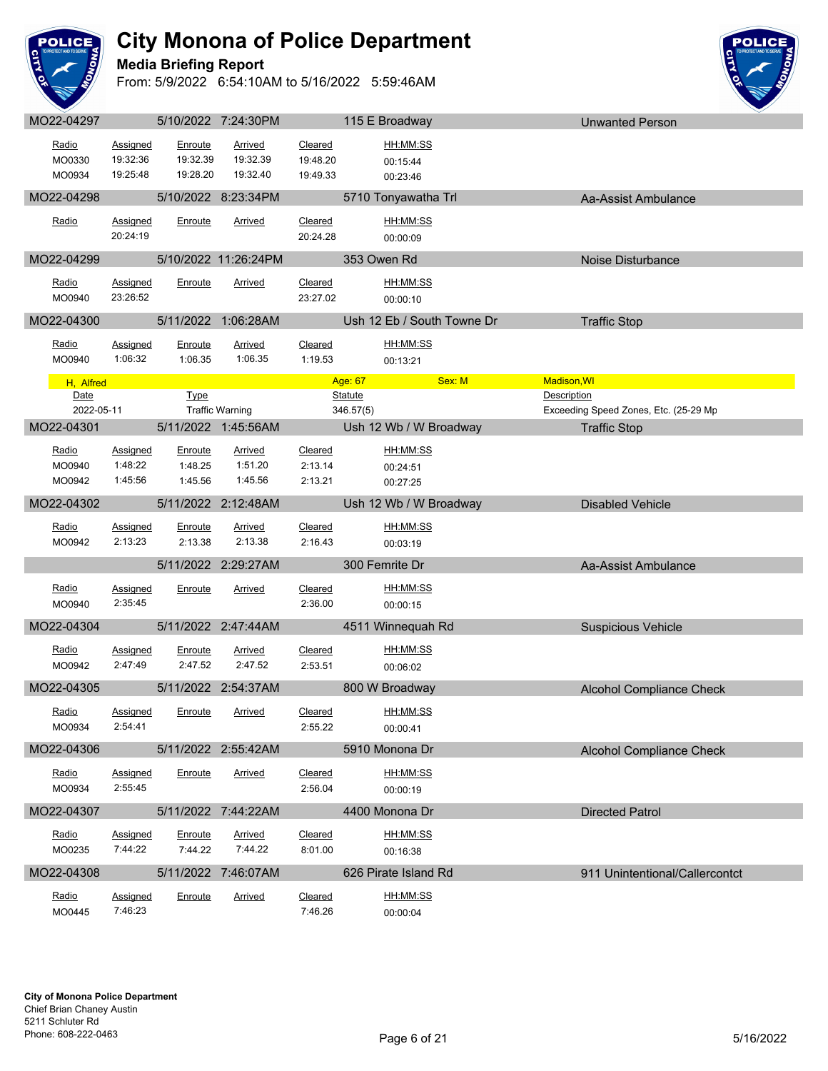# City Monona of Police Department

## Media Briefing Report

From: 5/9/2022 6:54:10AM to 5/16/2022 5:59:46AM

| MO22-04297 | 5/10/2022 7:24:30PM | 115 E Broadway | Unwanted Person |
|---|---|---|---|

| Radio | Assigned | Enroute | Arrived | Cleared | HH:MM:SS |
|---|---|---|---|---|---|
| MO0330 | 19:32:36 | 19:32.39 | 19:32.39 | 19:48.20 | 00:15:44 |
| MO0934 | 19:25:48 | 19:28.20 | 19:32.40 | 19:49.33 | 00:23:46 |

| MO22-04298 | 5/10/2022 8:23:34PM | 5710 Tonyawatha Trl | Aa-Assist Ambulance |
|---|---|---|---|

| Radio | Assigned | Enroute | Arrived | Cleared | HH:MM:SS |
|---|---|---|---|---|---|
| | 20:24:19 | | | 20:24.28 | 00:00:09 |

| MO22-04299 | 5/10/2022 11:26:24PM | 353 Owen Rd | Noise Disturbance |
|---|---|---|---|

| Radio | Assigned | Enroute | Arrived | Cleared | HH:MM:SS |
|---|---|---|---|---|---|
| MO0940 | 23:26:52 | | | 23:27.02 | 00:00:10 |

| MO22-04300 | 5/11/2022 1:06:28AM | Ush 12 Eb / South Towne Dr | Traffic Stop |
|---|---|---|---|

| Radio | Assigned | Enroute | Arrived | Cleared | HH:MM:SS |
|---|---|---|---|---|---|
| MO0940 | 1:06:32 | 1:06.35 | 1:06.35 | 1:19.53 | 00:13:21 |

| H, Alfred | Age: 67 | Sex: M | Madison,WI |
|---|---|---|---|
| **Date** | **Type** | **Statute** | **Description** |
| 2022-05-11 | Traffic Warning | 346.57(5) | Exceeding Speed Zones, Etc. (25-29 Mp |

| MO22-04301 | 5/11/2022 1:45:56AM | Ush 12 Wb / W Broadway | Traffic Stop |
|---|---|---|---|

| Radio | Assigned | Enroute | Arrived | Cleared | HH:MM:SS |
|---|---|---|---|---|---|
| MO0940 | 1:48:22 | 1:48.25 | 1:51.20 | 2:13.14 | 00:24:51 |
| MO0942 | 1:45:56 | 1:45.56 | 1:45.56 | 2:13.21 | 00:27:25 |

| MO22-04302 | 5/11/2022 2:12:48AM | Ush 12 Wb / W Broadway | Disabled Vehicle |
|---|---|---|---|

| Radio | Assigned | Enroute | Arrived | Cleared | HH:MM:SS |
|---|---|---|---|---|---|
| MO0942 | 2:13:23 | 2:13.38 | 2:13.38 | 2:16.43 | 00:03:19 |

| | 5/11/2022 2:29:27AM | 300 Femrite Dr | Aa-Assist Ambulance |
|---|---|---|---|

| Radio | Assigned | Enroute | Arrived | Cleared | HH:MM:SS |
|---|---|---|---|---|---|
| MO0940 | 2:35:45 | | | 2:36.00 | 00:00:15 |

| MO22-04304 | 5/11/2022 2:47:44AM | 4511 Winnequah Rd | Suspicious Vehicle |
|---|---|---|---|

| Radio | Assigned | Enroute | Arrived | Cleared | HH:MM:SS |
|---|---|---|---|---|---|
| MO0942 | 2:47:49 | 2:47.52 | 2:47.52 | 2:53.51 | 00:06:02 |

| MO22-04305 | 5/11/2022 2:54:37AM | 800 W Broadway | Alcohol Compliance Check |
|---|---|---|---|

| Radio | Assigned | Enroute | Arrived | Cleared | HH:MM:SS |
|---|---|---|---|---|---|
| MO0934 | 2:54:41 | | | 2:55.22 | 00:00:41 |

| MO22-04306 | 5/11/2022 2:55:42AM | 5910 Monona Dr | Alcohol Compliance Check |
|---|---|---|---|

| Radio | Assigned | Enroute | Arrived | Cleared | HH:MM:SS |
|---|---|---|---|---|---|
| MO0934 | 2:55:45 | | | 2:56.04 | 00:00:19 |

| MO22-04307 | 5/11/2022 7:44:22AM | 4400 Monona Dr | Directed Patrol |
|---|---|---|---|

| Radio | Assigned | Enroute | Arrived | Cleared | HH:MM:SS |
|---|---|---|---|---|---|
| MO0235 | 7:44:22 | 7:44.22 | 7:44.22 | 8:01.00 | 00:16:38 |

| MO22-04308 | 5/11/2022 7:46:07AM | 626 Pirate Island Rd | 911 Unintentional/Callercontct |
|---|---|---|---|

| Radio | Assigned | Enroute | Arrived | Cleared | HH:MM:SS |
|---|---|---|---|---|---|
| MO0445 | 7:46:23 | | | 7:46.26 | 00:00:04 |

**City of Monona Police Department**
Chief Brian Chaney Austin
5211 Schluter Rd
Phone: 608-222-0463

5/16/2022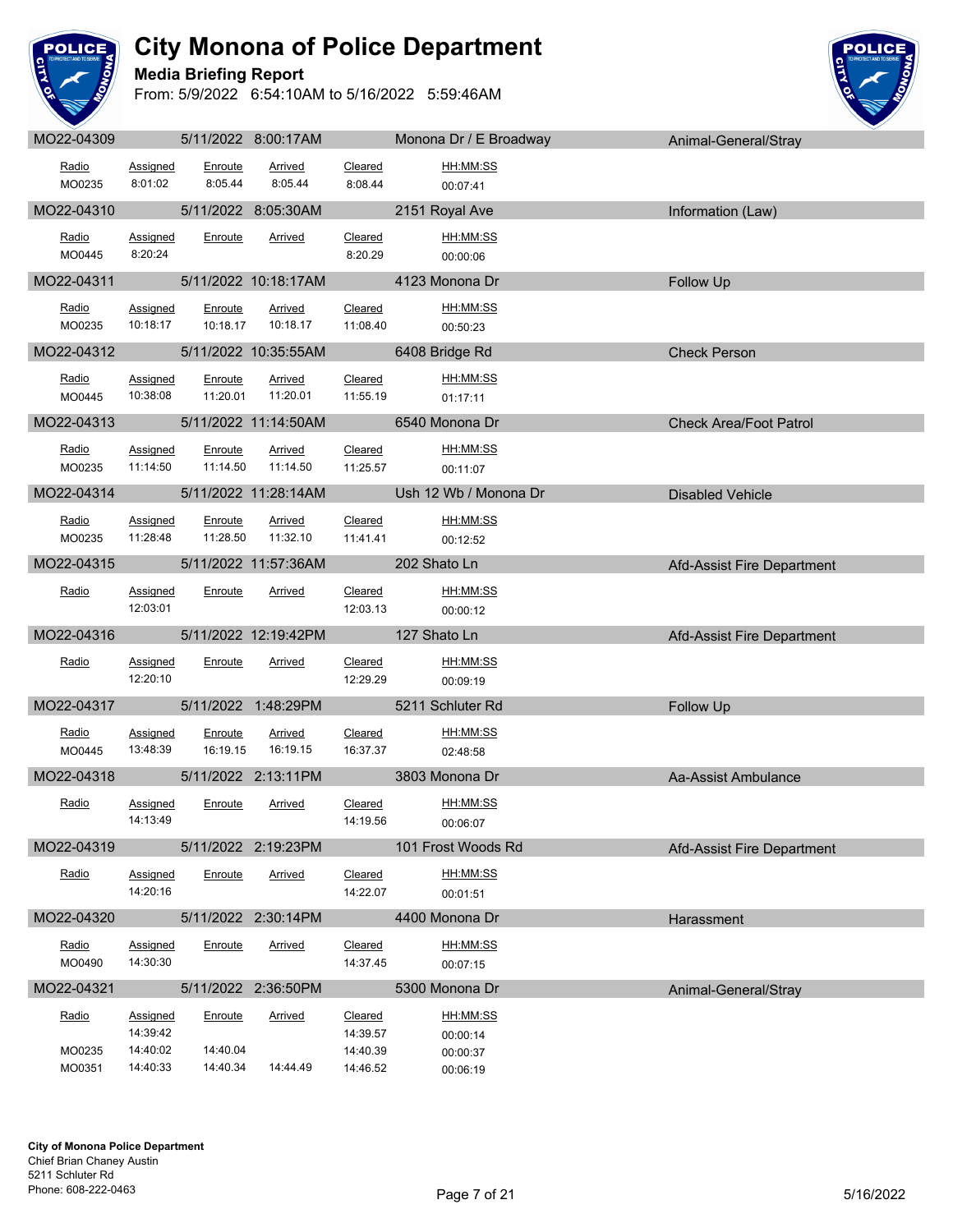# City Monona of Police Department

**Media Briefing Report**

From: 5/9/2022 6:54:10AM to 5/16/2022 5:59:46AM

**MO22-04309** | 5/11/2022 8:00:17AM | Monona Dr / E Broadway | Animal-General/Stray

| Radio | Assigned | Enroute | Arrived | Cleared | HH:MM:SS |
|---|---|---|---|---|---|
| MO0235 | 8:01:02 | 8:05.44 | 8:05.44 | 8:08.44 | 00:07:41 |

**MO22-04310** | 5/11/2022 8:05:30AM | 2151 Royal Ave | Information (Law)

| Radio | Assigned | Enroute | Arrived | Cleared | HH:MM:SS |
|---|---|---|---|---|---|
| MO0445 | 8:20:24 | | | 8:20.29 | 00:00:06 |

**MO22-04311** | 5/11/2022 10:18:17AM | 4123 Monona Dr | Follow Up

| Radio | Assigned | Enroute | Arrived | Cleared | HH:MM:SS |
|---|---|---|---|---|---|
| MO0235 | 10:18:17 | 10:18.17 | 10:18.17 | 11:08.40 | 00:50:23 |

**MO22-04312** | 5/11/2022 10:35:55AM | 6408 Bridge Rd | Check Person

| Radio | Assigned | Enroute | Arrived | Cleared | HH:MM:SS |
|---|---|---|---|---|---|
| MO0445 | 10:38:08 | 11:20.01 | 11:20.01 | 11:55.19 | 01:17:11 |

**MO22-04313** | 5/11/2022 11:14:50AM | 6540 Monona Dr | Check Area/Foot Patrol

| Radio | Assigned | Enroute | Arrived | Cleared | HH:MM:SS |
|---|---|---|---|---|---|
| MO0235 | 11:14:50 | 11:14.50 | 11:14.50 | 11:25.57 | 00:11:07 |

**MO22-04314** | 5/11/2022 11:28:14AM | Ush 12 Wb / Monona Dr | Disabled Vehicle

| Radio | Assigned | Enroute | Arrived | Cleared | HH:MM:SS |
|---|---|---|---|---|---|
| MO0235 | 11:28:48 | 11:28.50 | 11:32.10 | 11:41.41 | 00:12:52 |

**MO22-04315** | 5/11/2022 11:57:36AM | 202 Shato Ln | Afd-Assist Fire Department

| Radio | Assigned | Enroute | Arrived | Cleared | HH:MM:SS |
|---|---|---|---|---|---|
| | 12:03:01 | | | 12:03.13 | 00:00:12 |

**MO22-04316** | 5/11/2022 12:19:42PM | 127 Shato Ln | Afd-Assist Fire Department

| Radio | Assigned | Enroute | Arrived | Cleared | HH:MM:SS |
|---|---|---|---|---|---|
| | 12:20:10 | | | 12:29.29 | 00:09:19 |

**MO22-04317** | 5/11/2022 1:48:29PM | 5211 Schluter Rd | Follow Up

| Radio | Assigned | Enroute | Arrived | Cleared | HH:MM:SS |
|---|---|---|---|---|---|
| MO0445 | 13:48:39 | 16:19.15 | 16:19.15 | 16:37.37 | 02:48:58 |

**MO22-04318** | 5/11/2022 2:13:11PM | 3803 Monona Dr | Aa-Assist Ambulance

| Radio | Assigned | Enroute | Arrived | Cleared | HH:MM:SS |
|---|---|---|---|---|---|
| | 14:13:49 | | | 14:19.56 | 00:06:07 |

**MO22-04319** | 5/11/2022 2:19:23PM | 101 Frost Woods Rd | Afd-Assist Fire Department

| Radio | Assigned | Enroute | Arrived | Cleared | HH:MM:SS |
|---|---|---|---|---|---|
| | 14:20:16 | | | 14:22.07 | 00:01:51 |

**MO22-04320** | 5/11/2022 2:30:14PM | 4400 Monona Dr | Harassment

| Radio | Assigned | Enroute | Arrived | Cleared | HH:MM:SS |
|---|---|---|---|---|---|
| MO0490 | 14:30:30 | | | 14:37.45 | 00:07:15 |

**MO22-04321** | 5/11/2022 2:36:50PM | 5300 Monona Dr | Animal-General/Stray

| Radio | Assigned | Enroute | Arrived | Cleared | HH:MM:SS |
|---|---|---|---|---|---|
| | 14:39:42 | | | 14:39.57 | 00:00:14 |
| MO0235 | 14:40:02 | 14:40.04 | | 14:40.39 | 00:00:37 |
| MO0351 | 14:40:33 | 14:40.34 | 14:44.49 | 14:46.52 | 00:06:19 |

**City of Monona Police Department**
Chief Brian Chaney Austin
5211 Schluter Rd
Phone: 608-222-0463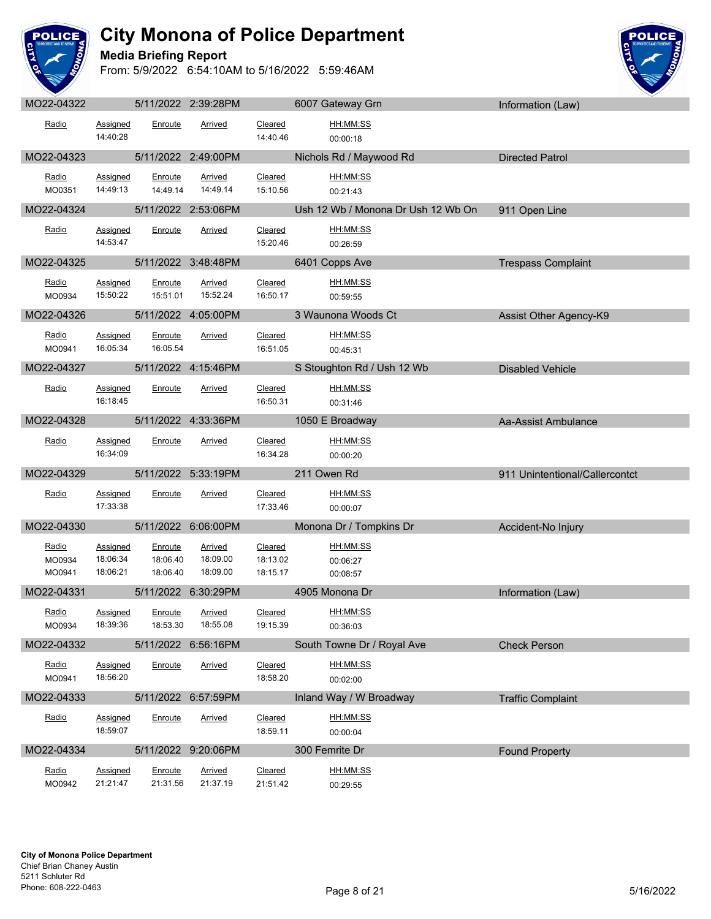# City Monona of Police Department

## Media Briefing Report

From: 5/9/2022 6:54:10AM to 5/16/2022 5:59:46AM

| MO22-04322 | 5/11/2022 2:39:28PM | | 6007 Gateway Grn | | Information (Law) |
|---|---|---|---|---|---|
| **Radio** | **Assigned** | **Enroute** | **Arrived** | **Cleared** | **HH:MM:SS** |
| | 14:40:28 | | | 14:40.46 | 00:00:18 |

| MO22-04323 | 5/11/2022 2:49:00PM | | Nichols Rd / Maywood Rd | | Directed Patrol |
|---|---|---|---|---|---|
| **Radio** | **Assigned** | **Enroute** | **Arrived** | **Cleared** | **HH:MM:SS** |
| MO0351 | 14:49:13 | 14:49.14 | 14:49.14 | 15:10.56 | 00:21:43 |

| MO22-04324 | 5/11/2022 2:53:06PM | | Ush 12 Wb / Monona Dr Ush 12 Wb On | | 911 Open Line |
|---|---|---|---|---|---|
| **Radio** | **Assigned** | **Enroute** | **Arrived** | **Cleared** | **HH:MM:SS** |
| | 14:53:47 | | | 15:20.46 | 00:26:59 |

| MO22-04325 | 5/11/2022 3:48:48PM | | 6401 Copps Ave | | Trespass Complaint |
|---|---|---|---|---|---|
| **Radio** | **Assigned** | **Enroute** | **Arrived** | **Cleared** | **HH:MM:SS** |
| MO0934 | 15:50:22 | 15:51.01 | 15:52.24 | 16:50.17 | 00:59:55 |

| MO22-04326 | 5/11/2022 4:05:00PM | | 3 Waunona Woods Ct | | Assist Other Agency-K9 |
|---|---|---|---|---|---|
| **Radio** | **Assigned** | **Enroute** | **Arrived** | **Cleared** | **HH:MM:SS** |
| MO0941 | 16:05:34 | 16:05.54 | | 16:51.05 | 00:45:31 |

| MO22-04327 | 5/11/2022 4:15:46PM | | S Stoughton Rd / Ush 12 Wb | | Disabled Vehicle |
|---|---|---|---|---|---|
| **Radio** | **Assigned** | **Enroute** | **Arrived** | **Cleared** | **HH:MM:SS** |
| | 16:18:45 | | | 16:50.31 | 00:31:46 |

| MO22-04328 | 5/11/2022 4:33:36PM | | 1050 E Broadway | | Aa-Assist Ambulance |
|---|---|---|---|---|---|
| **Radio** | **Assigned** | **Enroute** | **Arrived** | **Cleared** | **HH:MM:SS** |
| | 16:34:09 | | | 16:34.28 | 00:00:20 |

| MO22-04329 | 5/11/2022 5:33:19PM | | 211 Owen Rd | | 911 Unintentional/Callercontct |
|---|---|---|---|---|---|
| **Radio** | **Assigned** | **Enroute** | **Arrived** | **Cleared** | **HH:MM:SS** |
| | 17:33:38 | | | 17:33.46 | 00:00:07 |

| MO22-04330 | 5/11/2022 6:06:00PM | | Monona Dr / Tompkins Dr | | Accident-No Injury |
|---|---|---|---|---|---|
| **Radio** | **Assigned** | **Enroute** | **Arrived** | **Cleared** | **HH:MM:SS** |
| MO0934 | 18:06:34 | 18:06.40 | 18:09.00 | 18:13.02 | 00:06:27 |
| MO0941 | 18:06:21 | 18:06.40 | 18:09.00 | 18:15.17 | 00:08:57 |

| MO22-04331 | 5/11/2022 6:30:29PM | | 4905 Monona Dr | | Information (Law) |
|---|---|---|---|---|---|
| **Radio** | **Assigned** | **Enroute** | **Arrived** | **Cleared** | **HH:MM:SS** |
| MO0934 | 18:39:36 | 18:53.30 | 18:55.08 | 19:15.39 | 00:36:03 |

| MO22-04332 | 5/11/2022 6:56:16PM | | South Towne Dr / Royal Ave | | Check Person |
|---|---|---|---|---|---|
| **Radio** | **Assigned** | **Enroute** | **Arrived** | **Cleared** | **HH:MM:SS** |
| MO0941 | 18:56:20 | | | 18:58.20 | 00:02:00 |

| MO22-04333 | 5/11/2022 6:57:59PM | | Inland Way / W Broadway | | Traffic Complaint |
|---|---|---|---|---|---|
| **Radio** | **Assigned** | **Enroute** | **Arrived** | **Cleared** | **HH:MM:SS** |
| | 18:59:07 | | | 18:59.11 | 00:00:04 |

| MO22-04334 | 5/11/2022 9:20:06PM | | 300 Femrite Dr | | Found Property |
|---|---|---|---|---|---|
| **Radio** | **Assigned** | **Enroute** | **Arrived** | **Cleared** | **HH:MM:SS** |
| MO0942 | 21:21:47 | 21:31.56 | 21:37.19 | 21:51.42 | 00:29:55 |

**City of Monona Police Department**
Chief Brian Chaney Austin
5211 Schluter Rd
Phone: 608-222-0463

5/16/2022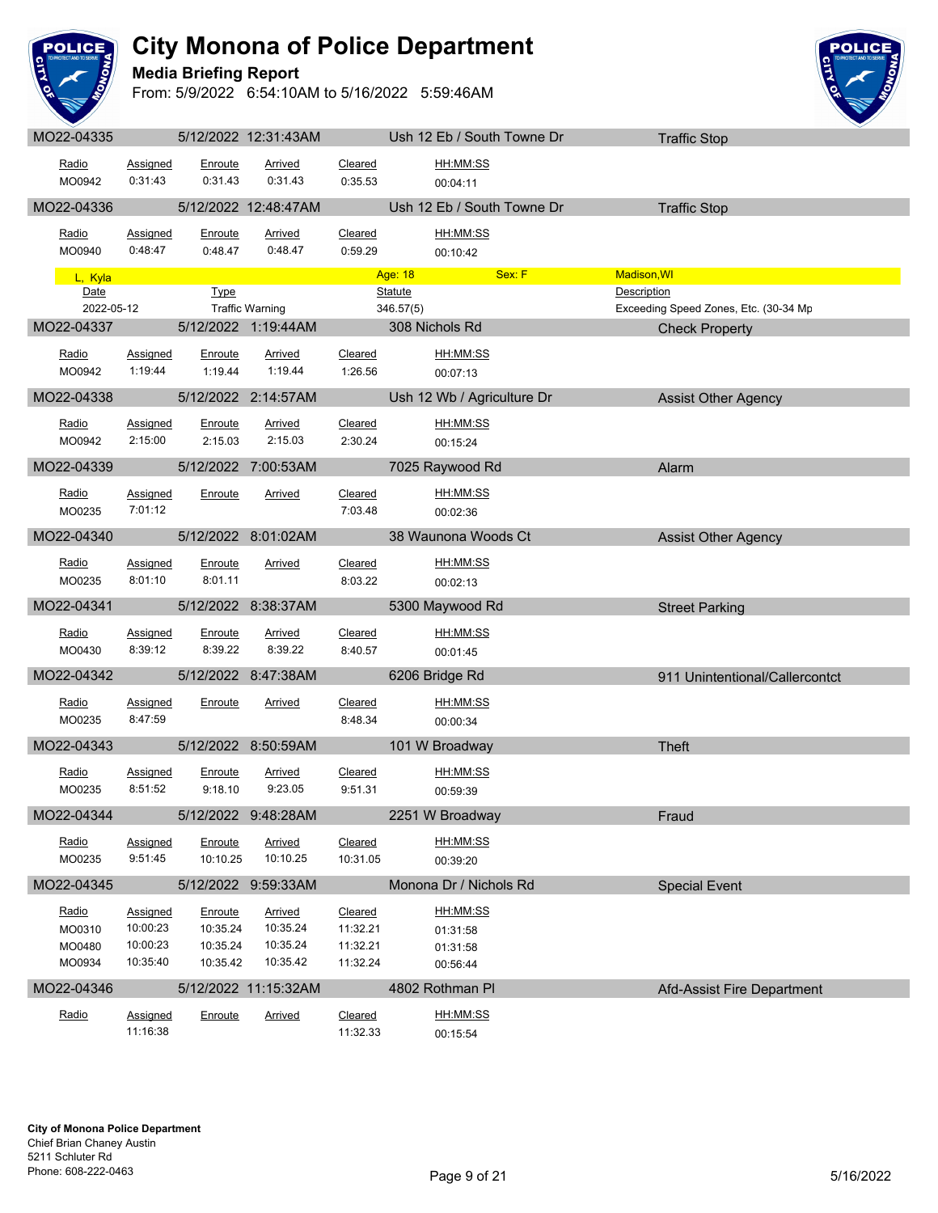# City Monona of Police Department

**Media Briefing Report**

From: 5/9/2022 6:54:10AM to 5/16/2022 5:59:46AM

## MO22-04335 — 5/12/2022 12:31:43AM — Ush 12 Eb / South Towne Dr — Traffic Stop

| Radio | Assigned | Enroute | Arrived | Cleared | HH:MM:SS |
|---|---|---|---|---|---|
| MO0942 | 0:31:43 | 0:31.43 | 0:31.43 | 0:35.53 | 00:04:11 |

## MO22-04336 — 5/12/2022 12:48:47AM — Ush 12 Eb / South Towne Dr — Traffic Stop

| Radio | Assigned | Enroute | Arrived | Cleared | HH:MM:SS |
|---|---|---|---|---|---|
| MO0940 | 0:48:47 | 0:48.47 | 0:48.47 | 0:59.29 | 00:10:42 |

L, Kyla — Age: 18 — Sex: F — Madison,WI

| Date | Type | Statute | Description |
|---|---|---|---|
| 2022-05-12 | Traffic Warning | 346.57(5) | Exceeding Speed Zones, Etc. (30-34 Mp |

## MO22-04337 — 5/12/2022 1:19:44AM — 308 Nichols Rd — Check Property

| Radio | Assigned | Enroute | Arrived | Cleared | HH:MM:SS |
|---|---|---|---|---|---|
| MO0942 | 1:19:44 | 1:19.44 | 1:19.44 | 1:26.56 | 00:07:13 |

## MO22-04338 — 5/12/2022 2:14:57AM — Ush 12 Wb / Agriculture Dr — Assist Other Agency

| Radio | Assigned | Enroute | Arrived | Cleared | HH:MM:SS |
|---|---|---|---|---|---|
| MO0942 | 2:15:00 | 2:15.03 | 2:15.03 | 2:30.24 | 00:15:24 |

## MO22-04339 — 5/12/2022 7:00:53AM — 7025 Raywood Rd — Alarm

| Radio | Assigned | Enroute | Arrived | Cleared | HH:MM:SS |
|---|---|---|---|---|---|
| MO0235 | 7:01:12 | | | 7:03.48 | 00:02:36 |

## MO22-04340 — 5/12/2022 8:01:02AM — 38 Waunona Woods Ct — Assist Other Agency

| Radio | Assigned | Enroute | Arrived | Cleared | HH:MM:SS |
|---|---|---|---|---|---|
| MO0235 | 8:01:10 | 8:01.11 | | 8:03.22 | 00:02:13 |

## MO22-04341 — 5/12/2022 8:38:37AM — 5300 Maywood Rd — Street Parking

| Radio | Assigned | Enroute | Arrived | Cleared | HH:MM:SS |
|---|---|---|---|---|---|
| MO0430 | 8:39:12 | 8:39.22 | 8:39.22 | 8:40.57 | 00:01:45 |

## MO22-04342 — 5/12/2022 8:47:38AM — 6206 Bridge Rd — 911 Unintentional/Callercontct

| Radio | Assigned | Enroute | Arrived | Cleared | HH:MM:SS |
|---|---|---|---|---|---|
| MO0235 | 8:47:59 | | | 8:48.34 | 00:00:34 |

## MO22-04343 — 5/12/2022 8:50:59AM — 101 W Broadway — Theft

| Radio | Assigned | Enroute | Arrived | Cleared | HH:MM:SS |
|---|---|---|---|---|---|
| MO0235 | 8:51:52 | 9:18.10 | 9:23.05 | 9:51.31 | 00:59:39 |

## MO22-04344 — 5/12/2022 9:48:28AM — 2251 W Broadway — Fraud

| Radio | Assigned | Enroute | Arrived | Cleared | HH:MM:SS |
|---|---|---|---|---|---|
| MO0235 | 9:51:45 | 10:10.25 | 10:10.25 | 10:31.05 | 00:39:20 |

## MO22-04345 — 5/12/2022 9:59:33AM — Monona Dr / Nichols Rd — Special Event

| Radio | Assigned | Enroute | Arrived | Cleared | HH:MM:SS |
|---|---|---|---|---|---|
| MO0310 | 10:00:23 | 10:35.24 | 10:35.24 | 11:32.21 | 01:31:58 |
| MO0480 | 10:00:23 | 10:35.24 | 10:35.24 | 11:32.21 | 01:31:58 |
| MO0934 | 10:35:40 | 10:35.42 | 10:35.42 | 11:32.24 | 00:56:44 |

## MO22-04346 — 5/12/2022 11:15:32AM — 4802 Rothman Pl — Afd-Assist Fire Department

| Radio | Assigned | Enroute | Arrived | Cleared | HH:MM:SS |
|---|---|---|---|---|---|
| | 11:16:38 | | | 11:32.33 | 00:15:54 |

**City of Monona Police Department**
Chief Brian Chaney Austin
5211 Schluter Rd
Phone: 608-222-0463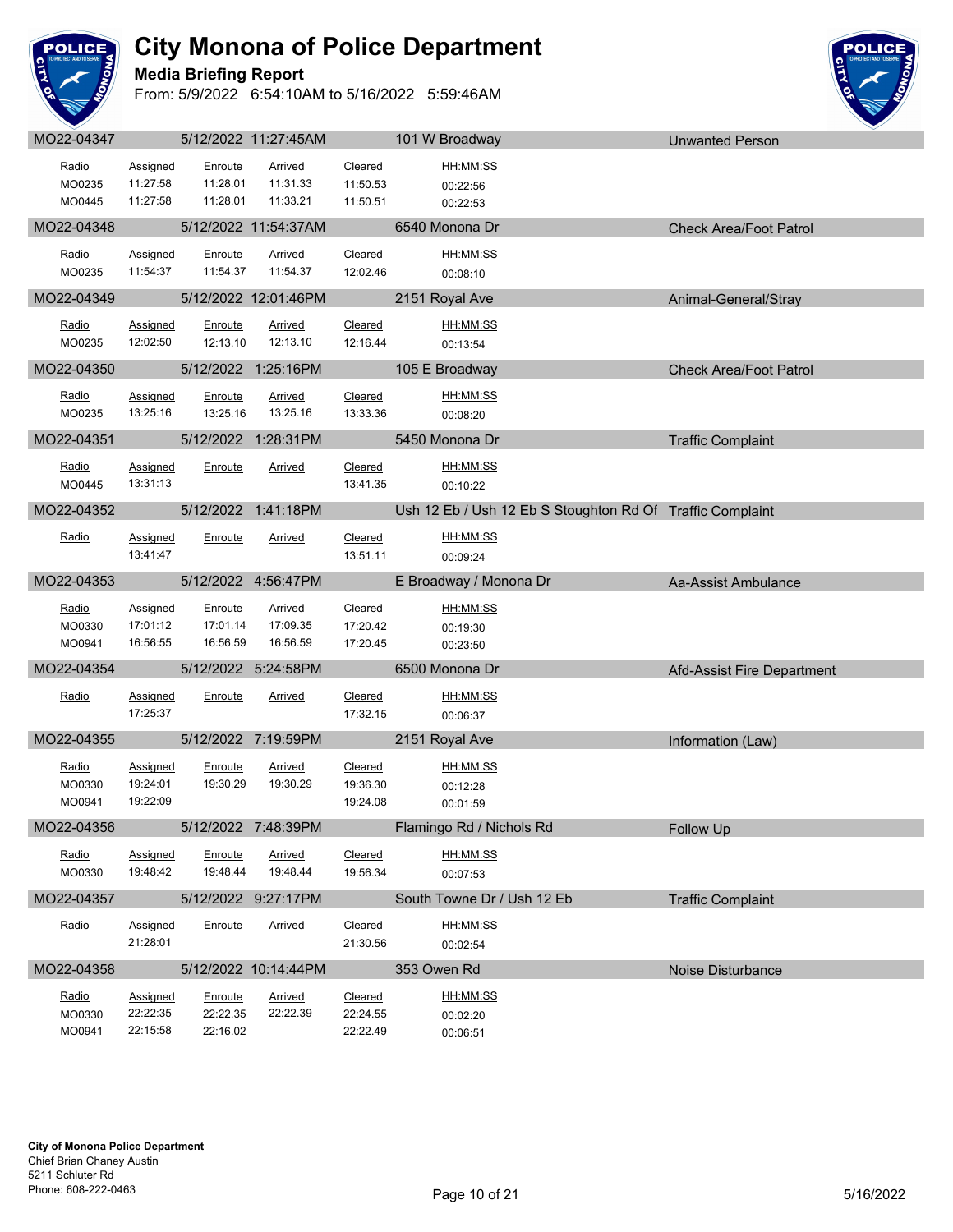# City Monona of Police Department

## Media Briefing Report

From: 5/9/2022 6:54:10AM to 5/16/2022 5:59:46AM

### MO22-04347 | 5/12/2022 11:27:45AM | 101 W Broadway | Unwanted Person

| Radio | Assigned | Enroute | Arrived | Cleared | HH:MM:SS |
|---|---|---|---|---|---|
| MO0235 | 11:27:58 | 11:28.01 | 11:31.33 | 11:50.53 | 00:22:56 |
| MO0445 | 11:27:58 | 11:28.01 | 11:33.21 | 11:50.51 | 00:22:53 |

### MO22-04348 | 5/12/2022 11:54:37AM | 6540 Monona Dr | Check Area/Foot Patrol

| Radio | Assigned | Enroute | Arrived | Cleared | HH:MM:SS |
|---|---|---|---|---|---|
| MO0235 | 11:54:37 | 11:54.37 | 11:54.37 | 12:02.46 | 00:08:10 |

### MO22-04349 | 5/12/2022 12:01:46PM | 2151 Royal Ave | Animal-General/Stray

| Radio | Assigned | Enroute | Arrived | Cleared | HH:MM:SS |
|---|---|---|---|---|---|
| MO0235 | 12:02:50 | 12:13.10 | 12:13.10 | 12:16.44 | 00:13:54 |

### MO22-04350 | 5/12/2022 1:25:16PM | 105 E Broadway | Check Area/Foot Patrol

| Radio | Assigned | Enroute | Arrived | Cleared | HH:MM:SS |
|---|---|---|---|---|---|
| MO0235 | 13:25:16 | 13:25.16 | 13:25.16 | 13:33.36 | 00:08:20 |

### MO22-04351 | 5/12/2022 1:28:31PM | 5450 Monona Dr | Traffic Complaint

| Radio | Assigned | Enroute | Arrived | Cleared | HH:MM:SS |
|---|---|---|---|---|---|
| MO0445 | 13:31:13 | | | 13:41.35 | 00:10:22 |

### MO22-04352 | 5/12/2022 1:41:18PM | Ush 12 Eb / Ush 12 Eb S Stoughton Rd Of | Traffic Complaint

| Radio | Assigned | Enroute | Arrived | Cleared | HH:MM:SS |
|---|---|---|---|---|---|
| | 13:41:47 | | | 13:51.11 | 00:09:24 |

### MO22-04353 | 5/12/2022 4:56:47PM | E Broadway / Monona Dr | Aa-Assist Ambulance

| Radio | Assigned | Enroute | Arrived | Cleared | HH:MM:SS |
|---|---|---|---|---|---|
| MO0330 | 17:01:12 | 17:01.14 | 17:09.35 | 17:20.42 | 00:19:30 |
| MO0941 | 16:56:55 | 16:56.59 | 16:56.59 | 17:20.45 | 00:23:50 |

### MO22-04354 | 5/12/2022 5:24:58PM | 6500 Monona Dr | Afd-Assist Fire Department

| Radio | Assigned | Enroute | Arrived | Cleared | HH:MM:SS |
|---|---|---|---|---|---|
| | 17:25:37 | | | 17:32.15 | 00:06:37 |

### MO22-04355 | 5/12/2022 7:19:59PM | 2151 Royal Ave | Information (Law)

| Radio | Assigned | Enroute | Arrived | Cleared | HH:MM:SS |
|---|---|---|---|---|---|
| MO0330 | 19:24:01 | 19:30.29 | 19:30.29 | 19:36.30 | 00:12:28 |
| MO0941 | 19:22:09 | | | 19:24.08 | 00:01:59 |

### MO22-04356 | 5/12/2022 7:48:39PM | Flamingo Rd / Nichols Rd | Follow Up

| Radio | Assigned | Enroute | Arrived | Cleared | HH:MM:SS |
|---|---|---|---|---|---|
| MO0330 | 19:48:42 | 19:48.44 | 19:48.44 | 19:56.34 | 00:07:53 |

### MO22-04357 | 5/12/2022 9:27:17PM | South Towne Dr / Ush 12 Eb | Traffic Complaint

| Radio | Assigned | Enroute | Arrived | Cleared | HH:MM:SS |
|---|---|---|---|---|---|
| | 21:28:01 | | | 21:30.56 | 00:02:54 |

### MO22-04358 | 5/12/2022 10:14:44PM | 353 Owen Rd | Noise Disturbance

| Radio | Assigned | Enroute | Arrived | Cleared | HH:MM:SS |
|---|---|---|---|---|---|
| MO0330 | 22:22:35 | 22:22.35 | 22:22.39 | 22:24.55 | 00:02:20 |
| MO0941 | 22:15:58 | 22:16.02 | | 22:22.49 | 00:06:51 |

**City of Monona Police Department**
Chief Brian Chaney Austin
5211 Schluter Rd
Phone: 608-222-0463

5/16/2022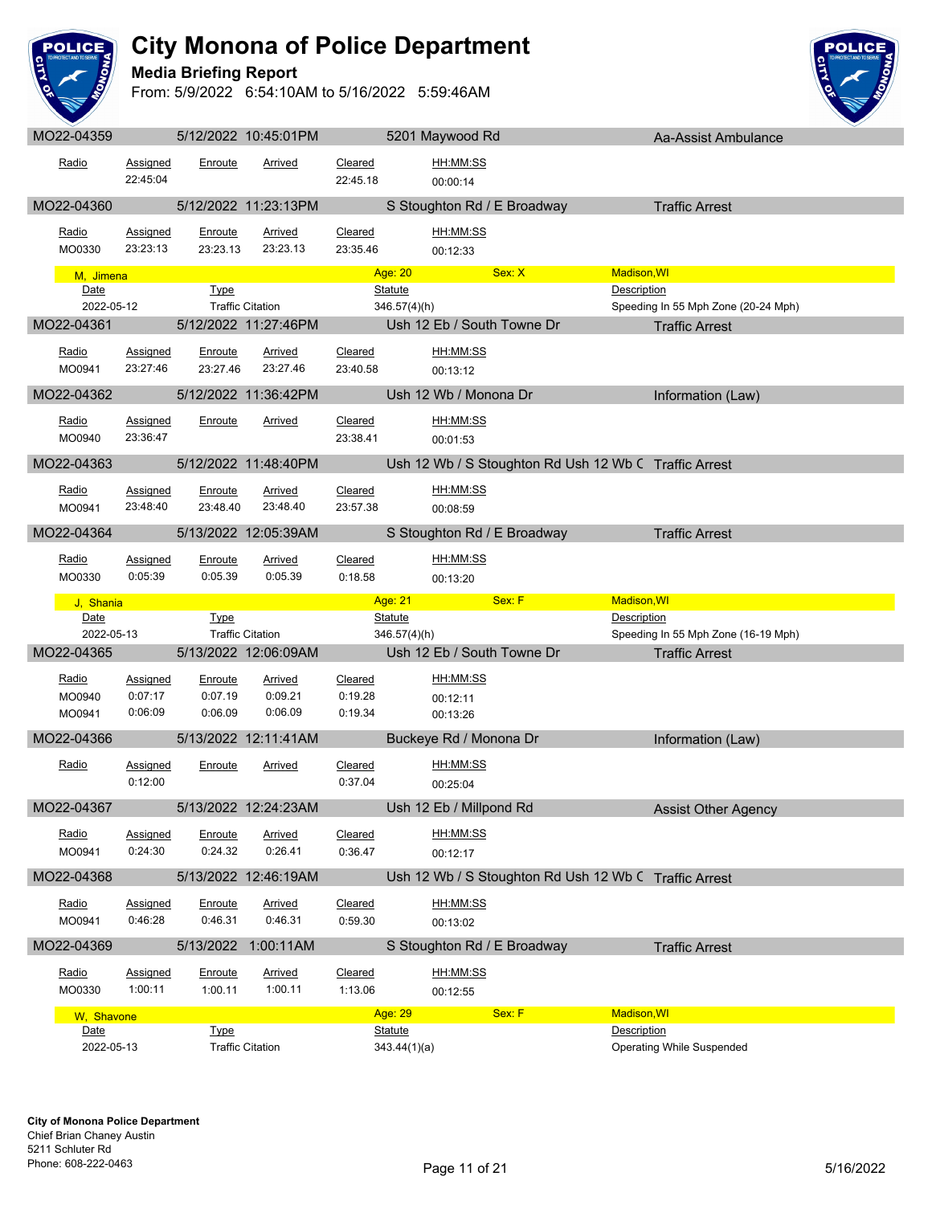# City Monona of Police Department

## Media Briefing Report

From: 5/9/2022 6:54:10AM to 5/16/2022 5:59:46AM

**MO22-04359** | 5/12/2022 10:45:01PM | 5201 Maywood Rd | Aa-Assist Ambulance

| Radio | Assigned | Enroute | Arrived | Cleared | HH:MM:SS |
|---|---|---|---|---|---|
| | 22:45:04 | | | 22:45.18 | 00:00:14 |

**MO22-04360** | 5/12/2022 11:23:13PM | S Stoughton Rd / E Broadway | Traffic Arrest

| Radio | Assigned | Enroute | Arrived | Cleared | HH:MM:SS |
|---|---|---|---|---|---|
| MO0330 | 23:23:13 | 23:23.13 | 23:23.13 | 23:35.46 | 00:12:33 |

M, Jimena — Age: 20 — Sex: X — Madison,WI

| Date | Type | Statute | Description |
|---|---|---|---|
| 2022-05-12 | Traffic Citation | 346.57(4)(h) | Speeding In 55 Mph Zone (20-24 Mph) |

**MO22-04361** | 5/12/2022 11:27:46PM | Ush 12 Eb / South Towne Dr | Traffic Arrest

| Radio | Assigned | Enroute | Arrived | Cleared | HH:MM:SS |
|---|---|---|---|---|---|
| MO0941 | 23:27:46 | 23:27.46 | 23:27.46 | 23:40.58 | 00:13:12 |

**MO22-04362** | 5/12/2022 11:36:42PM | Ush 12 Wb / Monona Dr | Information (Law)

| Radio | Assigned | Enroute | Arrived | Cleared | HH:MM:SS |
|---|---|---|---|---|---|
| MO0940 | 23:36:47 | | | 23:38.41 | 00:01:53 |

**MO22-04363** | 5/12/2022 11:48:40PM | Ush 12 Wb / S Stoughton Rd Ush 12 Wb C | Traffic Arrest

| Radio | Assigned | Enroute | Arrived | Cleared | HH:MM:SS |
|---|---|---|---|---|---|
| MO0941 | 23:48:40 | 23:48.40 | 23:48.40 | 23:57.38 | 00:08:59 |

**MO22-04364** | 5/13/2022 12:05:39AM | S Stoughton Rd / E Broadway | Traffic Arrest

| Radio | Assigned | Enroute | Arrived | Cleared | HH:MM:SS |
|---|---|---|---|---|---|
| MO0330 | 0:05:39 | 0:05.39 | 0:05.39 | 0:18.58 | 00:13:20 |

J, Shania — Age: 21 — Sex: F — Madison,WI

| Date | Type | Statute | Description |
|---|---|---|---|
| 2022-05-13 | Traffic Citation | 346.57(4)(h) | Speeding In 55 Mph Zone (16-19 Mph) |

**MO22-04365** | 5/13/2022 12:06:09AM | Ush 12 Eb / South Towne Dr | Traffic Arrest

| Radio | Assigned | Enroute | Arrived | Cleared | HH:MM:SS |
|---|---|---|---|---|---|
| MO0940 | 0:07:17 | 0:07.19 | 0:09.21 | 0:19.28 | 00:12:11 |
| MO0941 | 0:06:09 | 0:06.09 | 0:06.09 | 0:19.34 | 00:13:26 |

**MO22-04366** | 5/13/2022 12:11:41AM | Buckeye Rd / Monona Dr | Information (Law)

| Radio | Assigned | Enroute | Arrived | Cleared | HH:MM:SS |
|---|---|---|---|---|---|
| | 0:12:00 | | | 0:37.04 | 00:25:04 |

**MO22-04367** | 5/13/2022 12:24:23AM | Ush 12 Eb / Millpond Rd | Assist Other Agency

| Radio | Assigned | Enroute | Arrived | Cleared | HH:MM:SS |
|---|---|---|---|---|---|
| MO0941 | 0:24:30 | 0:24.32 | 0:26.41 | 0:36.47 | 00:12:17 |

**MO22-04368** | 5/13/2022 12:46:19AM | Ush 12 Wb / S Stoughton Rd Ush 12 Wb C | Traffic Arrest

| Radio | Assigned | Enroute | Arrived | Cleared | HH:MM:SS |
|---|---|---|---|---|---|
| MO0941 | 0:46:28 | 0:46.31 | 0:46.31 | 0:59.30 | 00:13:02 |

**MO22-04369** | 5/13/2022 1:00:11AM | S Stoughton Rd / E Broadway | Traffic Arrest

| Radio | Assigned | Enroute | Arrived | Cleared | HH:MM:SS |
|---|---|---|---|---|---|
| MO0330 | 1:00:11 | 1:00.11 | 1:00.11 | 1:13.06 | 00:12:55 |

W, Shavone — Age: 29 — Sex: F — Madison,WI

| Date | Type | Statute | Description |
|---|---|---|---|
| 2022-05-13 | Traffic Citation | 343.44(1)(a) | Operating While Suspended |

**City of Monona Police Department**
Chief Brian Chaney Austin
5211 Schluter Rd
Phone: 608-222-0463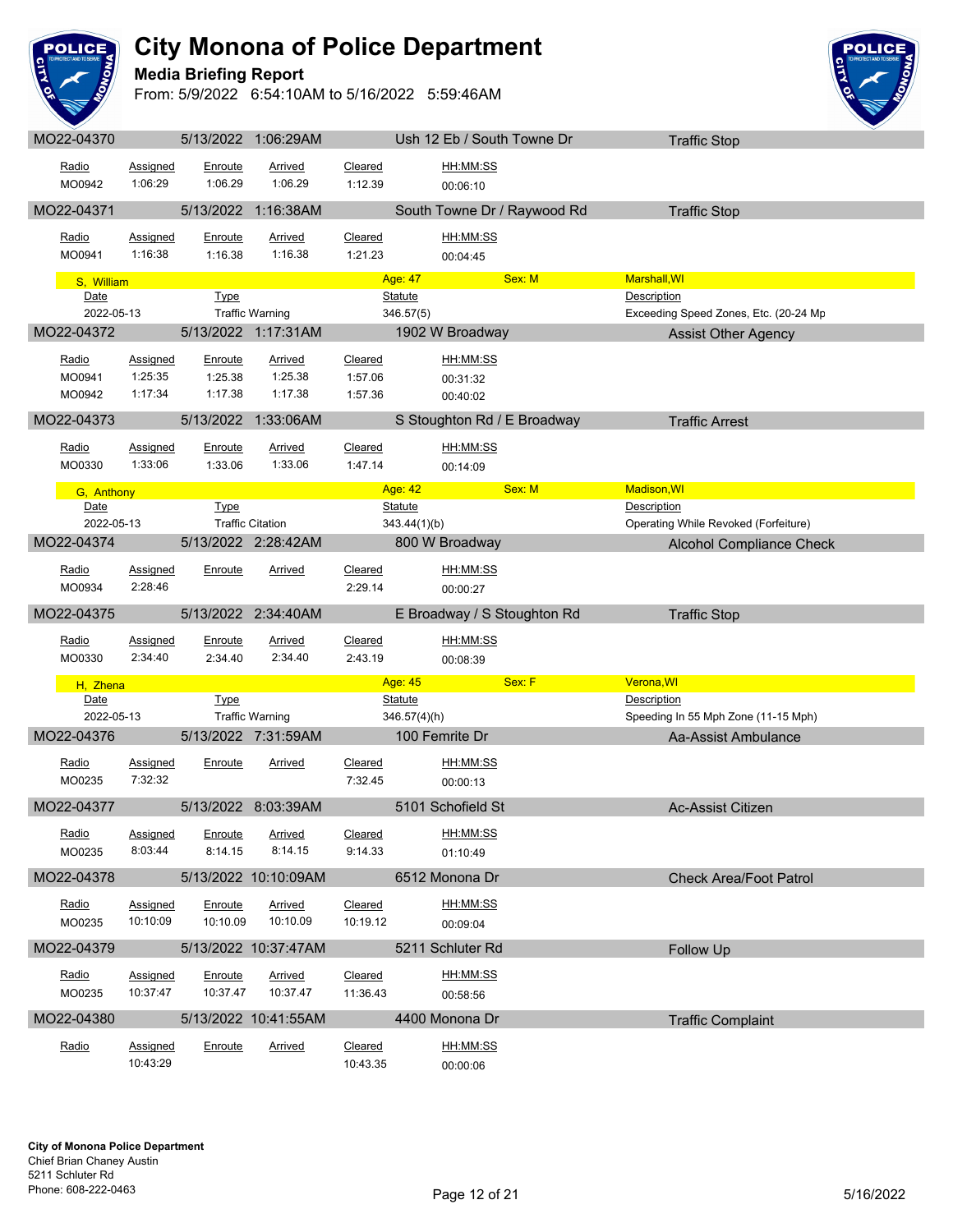# City Monona of Police Department

## Media Briefing Report

From: 5/9/2022 6:54:10AM to 5/16/2022 5:59:46AM

**MO22-04370** | 5/13/2022 1:06:29AM | Ush 12 Eb / South Towne Dr | Traffic Stop

| Radio | Assigned | Enroute | Arrived | Cleared | HH:MM:SS |
|---|---|---|---|---|---|
| MO0942 | 1:06:29 | 1:06.29 | 1:06.29 | 1:12.39 | 00:06:10 |

**MO22-04371** | 5/13/2022 1:16:38AM | South Towne Dr / Raywood Rd | Traffic Stop

| Radio | Assigned | Enroute | Arrived | Cleared | HH:MM:SS |
|---|---|---|---|---|---|
| MO0941 | 1:16:38 | 1:16.38 | 1:16.38 | 1:21.23 | 00:04:45 |

S, William | Age: 47 | Sex: M | Marshall,WI

| Date | Type | Statute | Description |
|---|---|---|---|
| 2022-05-13 | Traffic Warning | 346.57(5) | Exceeding Speed Zones, Etc. (20-24 Mp |

**MO22-04372** | 5/13/2022 1:17:31AM | 1902 W Broadway | Assist Other Agency

| Radio | Assigned | Enroute | Arrived | Cleared | HH:MM:SS |
|---|---|---|---|---|---|
| MO0941 | 1:25:35 | 1:25.38 | 1:25.38 | 1:57.06 | 00:31:32 |
| MO0942 | 1:17:34 | 1:17.38 | 1:17.38 | 1:57.36 | 00:40:02 |

**MO22-04373** | 5/13/2022 1:33:06AM | S Stoughton Rd / E Broadway | Traffic Arrest

| Radio | Assigned | Enroute | Arrived | Cleared | HH:MM:SS |
|---|---|---|---|---|---|
| MO0330 | 1:33:06 | 1:33.06 | 1:33.06 | 1:47.14 | 00:14:09 |

G, Anthony | Age: 42 | Sex: M | Madison,WI

| Date | Type | Statute | Description |
|---|---|---|---|
| 2022-05-13 | Traffic Citation | 343.44(1)(b) | Operating While Revoked (Forfeiture) |

**MO22-04374** | 5/13/2022 2:28:42AM | 800 W Broadway | Alcohol Compliance Check

| Radio | Assigned | Enroute | Arrived | Cleared | HH:MM:SS |
|---|---|---|---|---|---|
| MO0934 | 2:28:46 | | | 2:29.14 | 00:00:27 |

**MO22-04375** | 5/13/2022 2:34:40AM | E Broadway / S Stoughton Rd | Traffic Stop

| Radio | Assigned | Enroute | Arrived | Cleared | HH:MM:SS |
|---|---|---|---|---|---|
| MO0330 | 2:34:40 | 2:34.40 | 2:34.40 | 2:43.19 | 00:08:39 |

H, Zhena | Age: 45 | Sex: F | Verona,WI

| Date | Type | Statute | Description |
|---|---|---|---|
| 2022-05-13 | Traffic Warning | 346.57(4)(h) | Speeding In 55 Mph Zone (11-15 Mph) |

**MO22-04376** | 5/13/2022 7:31:59AM | 100 Femrite Dr | Aa-Assist Ambulance

| Radio | Assigned | Enroute | Arrived | Cleared | HH:MM:SS |
|---|---|---|---|---|---|
| MO0235 | 7:32:32 | | | 7:32.45 | 00:00:13 |

**MO22-04377** | 5/13/2022 8:03:39AM | 5101 Schofield St | Ac-Assist Citizen

| Radio | Assigned | Enroute | Arrived | Cleared | HH:MM:SS |
|---|---|---|---|---|---|
| MO0235 | 8:03:44 | 8:14.15 | 8:14.15 | 9:14.33 | 01:10:49 |

**MO22-04378** | 5/13/2022 10:10:09AM | 6512 Monona Dr | Check Area/Foot Patrol

| Radio | Assigned | Enroute | Arrived | Cleared | HH:MM:SS |
|---|---|---|---|---|---|
| MO0235 | 10:10:09 | 10:10.09 | 10:10.09 | 10:19.12 | 00:09:04 |

**MO22-04379** | 5/13/2022 10:37:47AM | 5211 Schluter Rd | Follow Up

| Radio | Assigned | Enroute | Arrived | Cleared | HH:MM:SS |
|---|---|---|---|---|---|
| MO0235 | 10:37:47 | 10:37.47 | 10:37.47 | 11:36.43 | 00:58:56 |

**MO22-04380** | 5/13/2022 10:41:55AM | 4400 Monona Dr | Traffic Complaint

| Radio | Assigned | Enroute | Arrived | Cleared | HH:MM:SS |
|---|---|---|---|---|---|
| | 10:43:29 | | | 10:43.35 | 00:00:06 |

**City of Monona Police Department**
Chief Brian Chaney Austin
5211 Schluter Rd
Phone: 608-222-0463

5/16/2022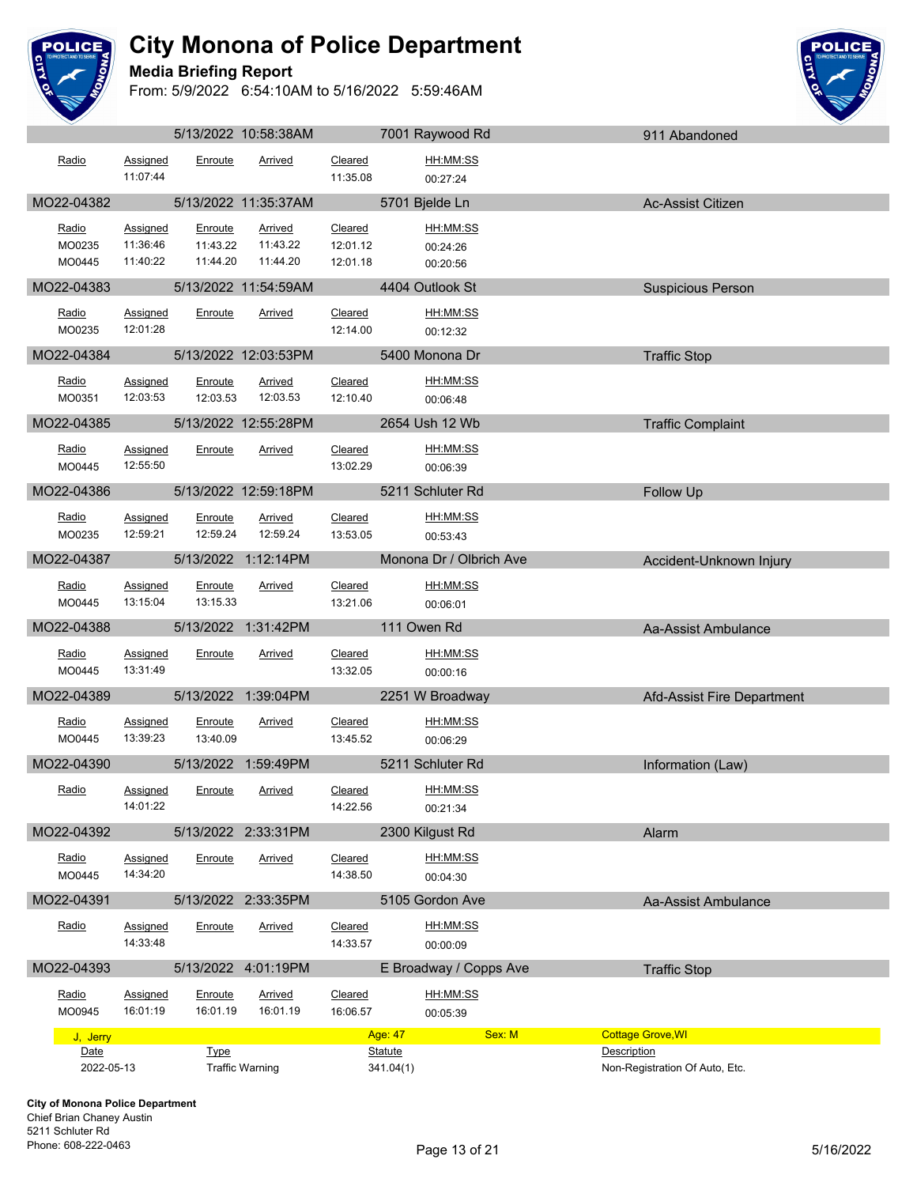# City Monona of Police Department

**Media Briefing Report**

From: 5/9/2022 6:54:10AM to 5/16/2022 5:59:46AM

| | 5/13/2022 10:58:38AM | | 7001 Raywood Rd | | 911 Abandoned |
|---|---|---|---|---|---|
| Radio | Assigned | Enroute | Arrived | Cleared | HH:MM:SS |
| | 11:07:44 | | | 11:35.08 | 00:27:24 |

| MO22-04382 | 5/13/2022 11:35:37AM | | 5701 Bjelde Ln | | Ac-Assist Citizen |
|---|---|---|---|---|---|
| Radio | Assigned | Enroute | Arrived | Cleared | HH:MM:SS |
| MO0235 | 11:36:46 | 11:43.22 | 11:43.22 | 12:01.12 | 00:24:26 |
| MO0445 | 11:40:22 | 11:44.20 | 11:44.20 | 12:01.18 | 00:20:56 |

| MO22-04383 | 5/13/2022 11:54:59AM | | 4404 Outlook St | | Suspicious Person |
|---|---|---|---|---|---|
| Radio | Assigned | Enroute | Arrived | Cleared | HH:MM:SS |
| MO0235 | 12:01:28 | | | 12:14.00 | 00:12:32 |

| MO22-04384 | 5/13/2022 12:03:53PM | | 5400 Monona Dr | | Traffic Stop |
|---|---|---|---|---|---|
| Radio | Assigned | Enroute | Arrived | Cleared | HH:MM:SS |
| MO0351 | 12:03:53 | 12:03.53 | 12:03.53 | 12:10.40 | 00:06:48 |

| MO22-04385 | 5/13/2022 12:55:28PM | | 2654 Ush 12 Wb | | Traffic Complaint |
|---|---|---|---|---|---|
| Radio | Assigned | Enroute | Arrived | Cleared | HH:MM:SS |
| MO0445 | 12:55:50 | | | 13:02.29 | 00:06:39 |

| MO22-04386 | 5/13/2022 12:59:18PM | | 5211 Schluter Rd | | Follow Up |
|---|---|---|---|---|---|
| Radio | Assigned | Enroute | Arrived | Cleared | HH:MM:SS |
| MO0235 | 12:59:21 | 12:59.24 | 12:59.24 | 13:53.05 | 00:53:43 |

| MO22-04387 | 5/13/2022 1:12:14PM | | Monona Dr / Olbrich Ave | | Accident-Unknown Injury |
|---|---|---|---|---|---|
| Radio | Assigned | Enroute | Arrived | Cleared | HH:MM:SS |
| MO0445 | 13:15:04 | 13:15.33 | | 13:21.06 | 00:06:01 |

| MO22-04388 | 5/13/2022 1:31:42PM | | 111 Owen Rd | | Aa-Assist Ambulance |
|---|---|---|---|---|---|
| Radio | Assigned | Enroute | Arrived | Cleared | HH:MM:SS |
| MO0445 | 13:31:49 | | | 13:32.05 | 00:00:16 |

| MO22-04389 | 5/13/2022 1:39:04PM | | 2251 W Broadway | | Afd-Assist Fire Department |
|---|---|---|---|---|---|
| Radio | Assigned | Enroute | Arrived | Cleared | HH:MM:SS |
| MO0445 | 13:39:23 | 13:40.09 | | 13:45.52 | 00:06:29 |

| MO22-04390 | 5/13/2022 1:59:49PM | | 5211 Schluter Rd | | Information (Law) |
|---|---|---|---|---|---|
| Radio | Assigned | Enroute | Arrived | Cleared | HH:MM:SS |
| | 14:01:22 | | | 14:22.56 | 00:21:34 |

| MO22-04392 | 5/13/2022 2:33:31PM | | 2300 Kilgust Rd | | Alarm |
|---|---|---|---|---|---|
| Radio | Assigned | Enroute | Arrived | Cleared | HH:MM:SS |
| MO0445 | 14:34:20 | | | 14:38.50 | 00:04:30 |

| MO22-04391 | 5/13/2022 2:33:35PM | | 5105 Gordon Ave | | Aa-Assist Ambulance |
|---|---|---|---|---|---|
| Radio | Assigned | Enroute | Arrived | Cleared | HH:MM:SS |
| | 14:33:48 | | | 14:33.57 | 00:00:09 |

| MO22-04393 | 5/13/2022 4:01:19PM | | E Broadway / Copps Ave | | Traffic Stop |
|---|---|---|---|---|---|
| Radio | Assigned | Enroute | Arrived | Cleared | HH:MM:SS |
| MO0945 | 16:01:19 | 16:01.19 | 16:01.19 | 16:06.57 | 00:05:39 |

| J, Jerry | | Age: 47 | Sex: M | Cottage Grove,WI |
|---|---|---|---|---|
| Date | Type | Statute | | Description |
| 2022-05-13 | Traffic Warning | 341.04(1) | | Non-Registration Of Auto, Etc. |

**City of Monona Police Department**
Chief Brian Chaney Austin
5211 Schluter Rd
Phone: 608-222-0463

5/16/2022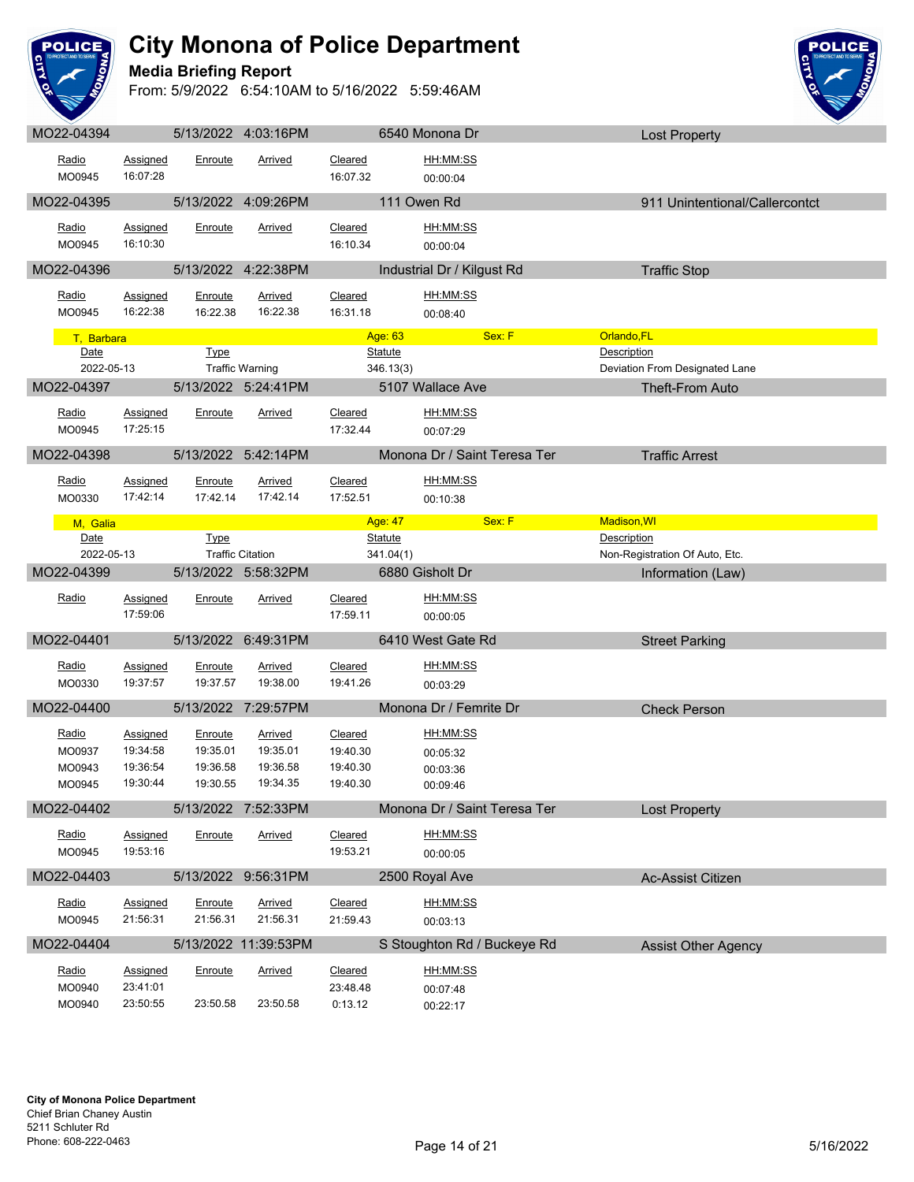# City Monona of Police Department

**Media Briefing Report**

From: 5/9/2022 6:54:10AM to 5/16/2022 5:59:46AM

## MO22-04394 | 5/13/2022 4:03:16PM | 6540 Monona Dr | Lost Property

| Radio | Assigned | Enroute | Arrived | Cleared | HH:MM:SS |
|---|---|---|---|---|---|
| MO0945 | 16:07:28 | | | 16:07.32 | 00:00:04 |

## MO22-04395 | 5/13/2022 4:09:26PM | 111 Owen Rd | 911 Unintentional/Callercontct

| Radio | Assigned | Enroute | Arrived | Cleared | HH:MM:SS |
|---|---|---|---|---|---|
| MO0945 | 16:10:30 | | | 16:10.34 | 00:00:04 |

## MO22-04396 | 5/13/2022 4:22:38PM | Industrial Dr / Kilgust Rd | Traffic Stop

| Radio | Assigned | Enroute | Arrived | Cleared | HH:MM:SS |
|---|---|---|---|---|---|
| MO0945 | 16:22:38 | 16:22.38 | 16:22.38 | 16:31.18 | 00:08:40 |

**T, Barbara** — Age: 63 — Sex: F — Orlando,FL

| Date | Type | Statute | Description |
|---|---|---|---|
| 2022-05-13 | Traffic Warning | 346.13(3) | Deviation From Designated Lane |

## MO22-04397 | 5/13/2022 5:24:41PM | 5107 Wallace Ave | Theft-From Auto

| Radio | Assigned | Enroute | Arrived | Cleared | HH:MM:SS |
|---|---|---|---|---|---|
| MO0945 | 17:25:15 | | | 17:32.44 | 00:07:29 |

## MO22-04398 | 5/13/2022 5:42:14PM | Monona Dr / Saint Teresa Ter | Traffic Arrest

| Radio | Assigned | Enroute | Arrived | Cleared | HH:MM:SS |
|---|---|---|---|---|---|
| MO0330 | 17:42:14 | 17:42.14 | 17:42.14 | 17:52.51 | 00:10:38 |

**M, Galia** — Age: 47 — Sex: F — Madison,WI

| Date | Type | Statute | Description |
|---|---|---|---|
| 2022-05-13 | Traffic Citation | 341.04(1) | Non-Registration Of Auto, Etc. |

## MO22-04399 | 5/13/2022 5:58:32PM | 6880 Gisholt Dr | Information (Law)

| Radio | Assigned | Enroute | Arrived | Cleared | HH:MM:SS |
|---|---|---|---|---|---|
| | 17:59:06 | | | 17:59.11 | 00:00:05 |

## MO22-04401 | 5/13/2022 6:49:31PM | 6410 West Gate Rd | Street Parking

| Radio | Assigned | Enroute | Arrived | Cleared | HH:MM:SS |
|---|---|---|---|---|---|
| MO0330 | 19:37:57 | 19:37.57 | 19:38.00 | 19:41.26 | 00:03:29 |

## MO22-04400 | 5/13/2022 7:29:57PM | Monona Dr / Femrite Dr | Check Person

| Radio | Assigned | Enroute | Arrived | Cleared | HH:MM:SS |
|---|---|---|---|---|---|
| MO0937 | 19:34:58 | 19:35.01 | 19:35.01 | 19:40.30 | 00:05:32 |
| MO0943 | 19:36:54 | 19:36.58 | 19:36.58 | 19:40.30 | 00:03:36 |
| MO0945 | 19:30:44 | 19:30.55 | 19:34.35 | 19:40.30 | 00:09:46 |

## MO22-04402 | 5/13/2022 7:52:33PM | Monona Dr / Saint Teresa Ter | Lost Property

| Radio | Assigned | Enroute | Arrived | Cleared | HH:MM:SS |
|---|---|---|---|---|---|
| MO0945 | 19:53:16 | | | 19:53.21 | 00:00:05 |

## MO22-04403 | 5/13/2022 9:56:31PM | 2500 Royal Ave | Ac-Assist Citizen

| Radio | Assigned | Enroute | Arrived | Cleared | HH:MM:SS |
|---|---|---|---|---|---|
| MO0945 | 21:56:31 | 21:56.31 | 21:56.31 | 21:59.43 | 00:03:13 |

## MO22-04404 | 5/13/2022 11:39:53PM | S Stoughton Rd / Buckeye Rd | Assist Other Agency

| Radio | Assigned | Enroute | Arrived | Cleared | HH:MM:SS |
|---|---|---|---|---|---|
| MO0940 | 23:41:01 | | | 23:48.48 | 00:07:48 |
| MO0940 | 23:50:55 | 23:50.58 | 23:50.58 | 0:13.12 | 00:22:17 |

**City of Monona Police Department**
Chief Brian Chaney Austin
5211 Schluter Rd
Phone: 608-222-0463

5/16/2022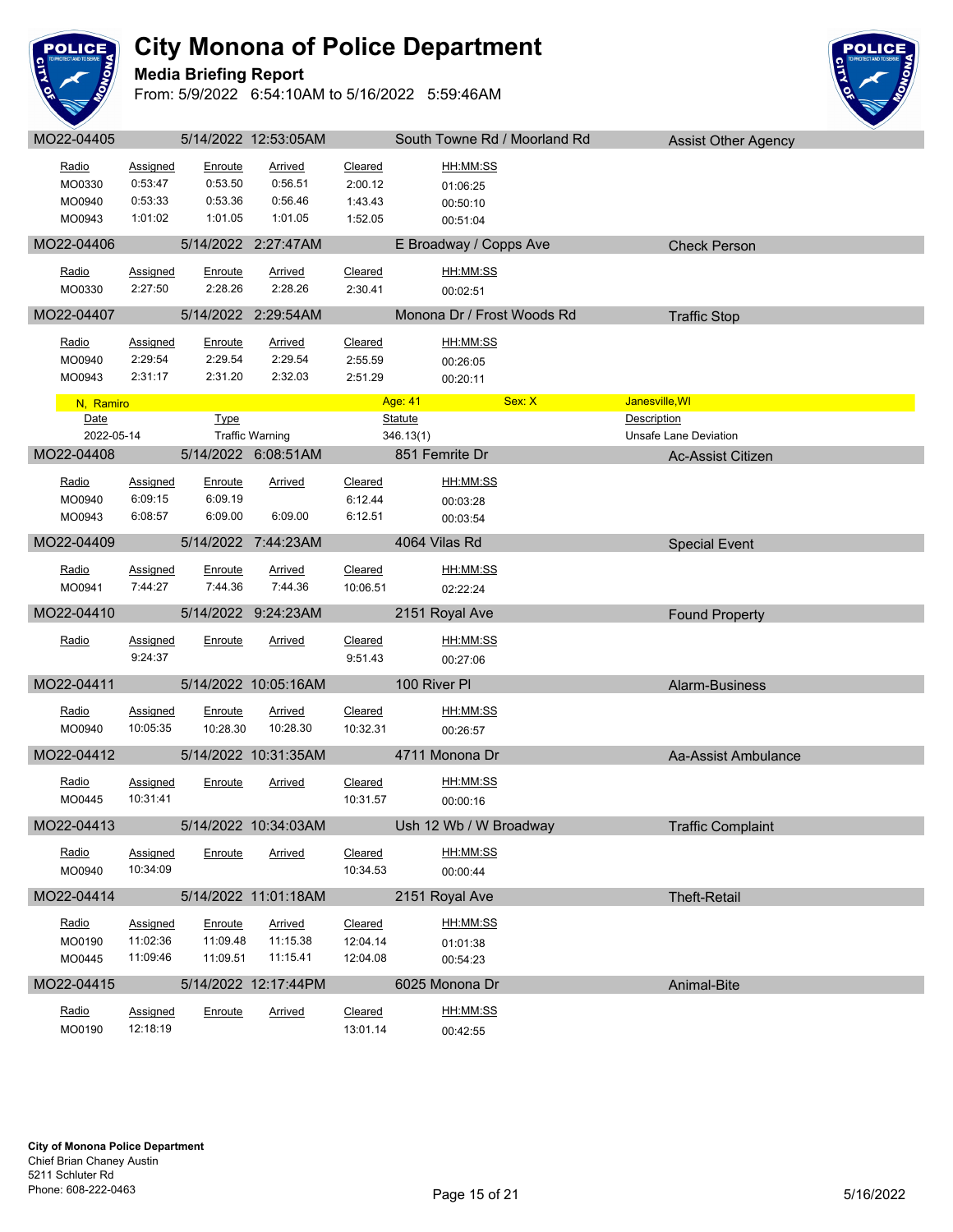# City Monona of Police Department

**Media Briefing Report**

From: 5/9/2022 6:54:10AM to 5/16/2022 5:59:46AM

## MO22-04405 — 5/14/2022 12:53:05AM — South Towne Rd / Moorland Rd — Assist Other Agency

| Radio | Assigned | Enroute | Arrived | Cleared | HH:MM:SS |
|---|---|---|---|---|---|
| MO0330 | 0:53:47 | 0:53.50 | 0:56.51 | 2:00.12 | 01:06:25 |
| MO0940 | 0:53:33 | 0:53.36 | 0:56.46 | 1:43.43 | 00:50:10 |
| MO0943 | 1:01:02 | 1:01.05 | 1:01.05 | 1:52.05 | 00:51:04 |

## MO22-04406 — 5/14/2022 2:27:47AM — E Broadway / Copps Ave — Check Person

| Radio | Assigned | Enroute | Arrived | Cleared | HH:MM:SS |
|---|---|---|---|---|---|
| MO0330 | 2:27:50 | 2:28.26 | 2:28.26 | 2:30.41 | 00:02:51 |

## MO22-04407 — 5/14/2022 2:29:54AM — Monona Dr / Frost Woods Rd — Traffic Stop

| Radio | Assigned | Enroute | Arrived | Cleared | HH:MM:SS |
|---|---|---|---|---|---|
| MO0940 | 2:29:54 | 2:29.54 | 2:29.54 | 2:55.59 | 00:26:05 |
| MO0943 | 2:31:17 | 2:31.20 | 2:32.03 | 2:51.29 | 00:20:11 |

N, Ramiro — Age: 41 — Sex: X — Janesville,WI

| Date | Type | Statute | Description |
|---|---|---|---|
| 2022-05-14 | Traffic Warning | 346.13(1) | Unsafe Lane Deviation |

## MO22-04408 — 5/14/2022 6:08:51AM — 851 Femrite Dr — Ac-Assist Citizen

| Radio | Assigned | Enroute | Arrived | Cleared | HH:MM:SS |
|---|---|---|---|---|---|
| MO0940 | 6:09:15 | 6:09.19 | | 6:12.44 | 00:03:28 |
| MO0943 | 6:08:57 | 6:09.00 | 6:09.00 | 6:12.51 | 00:03:54 |

## MO22-04409 — 5/14/2022 7:44:23AM — 4064 Vilas Rd — Special Event

| Radio | Assigned | Enroute | Arrived | Cleared | HH:MM:SS |
|---|---|---|---|---|---|
| MO0941 | 7:44:27 | 7:44.36 | 7:44.36 | 10:06.51 | 02:22:24 |

## MO22-04410 — 5/14/2022 9:24:23AM — 2151 Royal Ave — Found Property

| Radio | Assigned | Enroute | Arrived | Cleared | HH:MM:SS |
|---|---|---|---|---|---|
| | 9:24:37 | | | 9:51.43 | 00:27:06 |

## MO22-04411 — 5/14/2022 10:05:16AM — 100 River Pl — Alarm-Business

| Radio | Assigned | Enroute | Arrived | Cleared | HH:MM:SS |
|---|---|---|---|---|---|
| MO0940 | 10:05:35 | 10:28.30 | 10:28.30 | 10:32.31 | 00:26:57 |

## MO22-04412 — 5/14/2022 10:31:35AM — 4711 Monona Dr — Aa-Assist Ambulance

| Radio | Assigned | Enroute | Arrived | Cleared | HH:MM:SS |
|---|---|---|---|---|---|
| MO0445 | 10:31:41 | | | 10:31.57 | 00:00:16 |

## MO22-04413 — 5/14/2022 10:34:03AM — Ush 12 Wb / W Broadway — Traffic Complaint

| Radio | Assigned | Enroute | Arrived | Cleared | HH:MM:SS |
|---|---|---|---|---|---|
| MO0940 | 10:34:09 | | | 10:34.53 | 00:00:44 |

## MO22-04414 — 5/14/2022 11:01:18AM — 2151 Royal Ave — Theft-Retail

| Radio | Assigned | Enroute | Arrived | Cleared | HH:MM:SS |
|---|---|---|---|---|---|
| MO0190 | 11:02:36 | 11:09.48 | 11:15.38 | 12:04.14 | 01:01:38 |
| MO0445 | 11:09:46 | 11:09.51 | 11:15.41 | 12:04.08 | 00:54:23 |

## MO22-04415 — 5/14/2022 12:17:44PM — 6025 Monona Dr — Animal-Bite

| Radio | Assigned | Enroute | Arrived | Cleared | HH:MM:SS |
|---|---|---|---|---|---|
| MO0190 | 12:18:19 | | | 13:01.14 | 00:42:55 |

**City of Monona Police Department**
Chief Brian Chaney Austin
5211 Schluter Rd
Phone: 608-222-0463

5/16/2022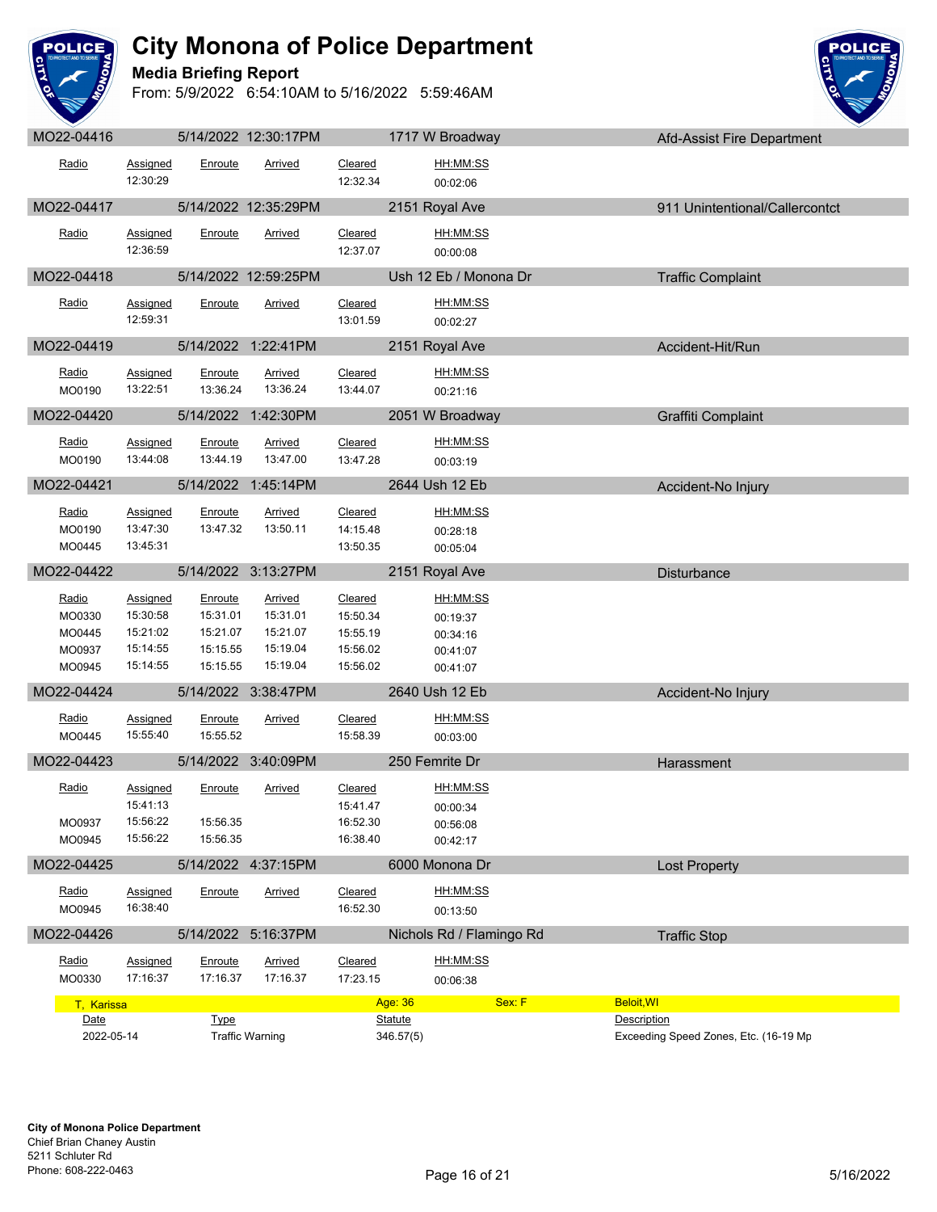# City Monona of Police Department

**Media Briefing Report**

From: 5/9/2022 6:54:10AM to 5/16/2022 5:59:46AM

| MO22-04416 | 5/14/2022 12:30:17PM | 1717 W Broadway | | | Afd-Assist Fire Department |
|---|---|---|---|---|---|
| Radio | Assigned | Enroute | Arrived | Cleared | HH:MM:SS |
| | 12:30:29 | | | 12:32.34 | 00:02:06 |

| MO22-04417 | 5/14/2022 12:35:29PM | 2151 Royal Ave | | | 911 Unintentional/Callercontct |
|---|---|---|---|---|---|
| Radio | Assigned | Enroute | Arrived | Cleared | HH:MM:SS |
| | 12:36:59 | | | 12:37.07 | 00:00:08 |

| MO22-04418 | 5/14/2022 12:59:25PM | Ush 12 Eb / Monona Dr | | | Traffic Complaint |
|---|---|---|---|---|---|
| Radio | Assigned | Enroute | Arrived | Cleared | HH:MM:SS |
| | 12:59:31 | | | 13:01.59 | 00:02:27 |

| MO22-04419 | 5/14/2022 1:22:41PM | 2151 Royal Ave | | | Accident-Hit/Run |
|---|---|---|---|---|---|
| Radio | Assigned | Enroute | Arrived | Cleared | HH:MM:SS |
| MO0190 | 13:22:51 | 13:36.24 | 13:36.24 | 13:44.07 | 00:21:16 |

| MO22-04420 | 5/14/2022 1:42:30PM | 2051 W Broadway | | | Graffiti Complaint |
|---|---|---|---|---|---|
| Radio | Assigned | Enroute | Arrived | Cleared | HH:MM:SS |
| MO0190 | 13:44:08 | 13:44.19 | 13:47.00 | 13:47.28 | 00:03:19 |

| MO22-04421 | 5/14/2022 1:45:14PM | 2644 Ush 12 Eb | | | Accident-No Injury |
|---|---|---|---|---|---|
| Radio | Assigned | Enroute | Arrived | Cleared | HH:MM:SS |
| MO0190 | 13:47:30 | 13:47.32 | 13:50.11 | 14:15.48 | 00:28:18 |
| MO0445 | 13:45:31 | | | 13:50.35 | 00:05:04 |

| MO22-04422 | 5/14/2022 3:13:27PM | 2151 Royal Ave | | | Disturbance |
|---|---|---|---|---|---|
| Radio | Assigned | Enroute | Arrived | Cleared | HH:MM:SS |
| MO0330 | 15:30:58 | 15:31.01 | 15:31.01 | 15:50.34 | 00:19:37 |
| MO0445 | 15:21:02 | 15:21.07 | 15:21.07 | 15:55.19 | 00:34:16 |
| MO0937 | 15:14:55 | 15:15.55 | 15:19.04 | 15:56.02 | 00:41:07 |
| MO0945 | 15:14:55 | 15:15.55 | 15:19.04 | 15:56.02 | 00:41:07 |

| MO22-04424 | 5/14/2022 3:38:47PM | 2640 Ush 12 Eb | | | Accident-No Injury |
|---|---|---|---|---|---|
| Radio | Assigned | Enroute | Arrived | Cleared | HH:MM:SS |
| MO0445 | 15:55:40 | 15:55.52 | | 15:58.39 | 00:03:00 |

| MO22-04423 | 5/14/2022 3:40:09PM | 250 Femrite Dr | | | Harassment |
|---|---|---|---|---|---|
| Radio | Assigned | Enroute | Arrived | Cleared | HH:MM:SS |
| | 15:41:13 | | | 15:41.47 | 00:00:34 |
| MO0937 | 15:56:22 | 15:56.35 | | 16:52.30 | 00:56:08 |
| MO0945 | 15:56:22 | 15:56.35 | | 16:38.40 | 00:42:17 |

| MO22-04425 | 5/14/2022 4:37:15PM | 6000 Monona Dr | | | Lost Property |
|---|---|---|---|---|---|
| Radio | Assigned | Enroute | Arrived | Cleared | HH:MM:SS |
| MO0945 | 16:38:40 | | | 16:52.30 | 00:13:50 |

| MO22-04426 | 5/14/2022 5:16:37PM | Nichols Rd / Flamingo Rd | | | Traffic Stop |
|---|---|---|---|---|---|
| Radio | Assigned | Enroute | Arrived | Cleared | HH:MM:SS |
| MO0330 | 17:16:37 | 17:16.37 | 17:16.37 | 17:23.15 | 00:06:38 |

| T, Karissa | | Age: 36 | Sex: F | Beloit,WI |
|---|---|---|---|---|
| Date | Type | Statute | | Description |
| 2022-05-14 | Traffic Warning | 346.57(5) | | Exceeding Speed Zones, Etc. (16-19 Mp |

**City of Monona Police Department**
Chief Brian Chaney Austin
5211 Schluter Rd
Phone: 608-222-0463

5/16/2022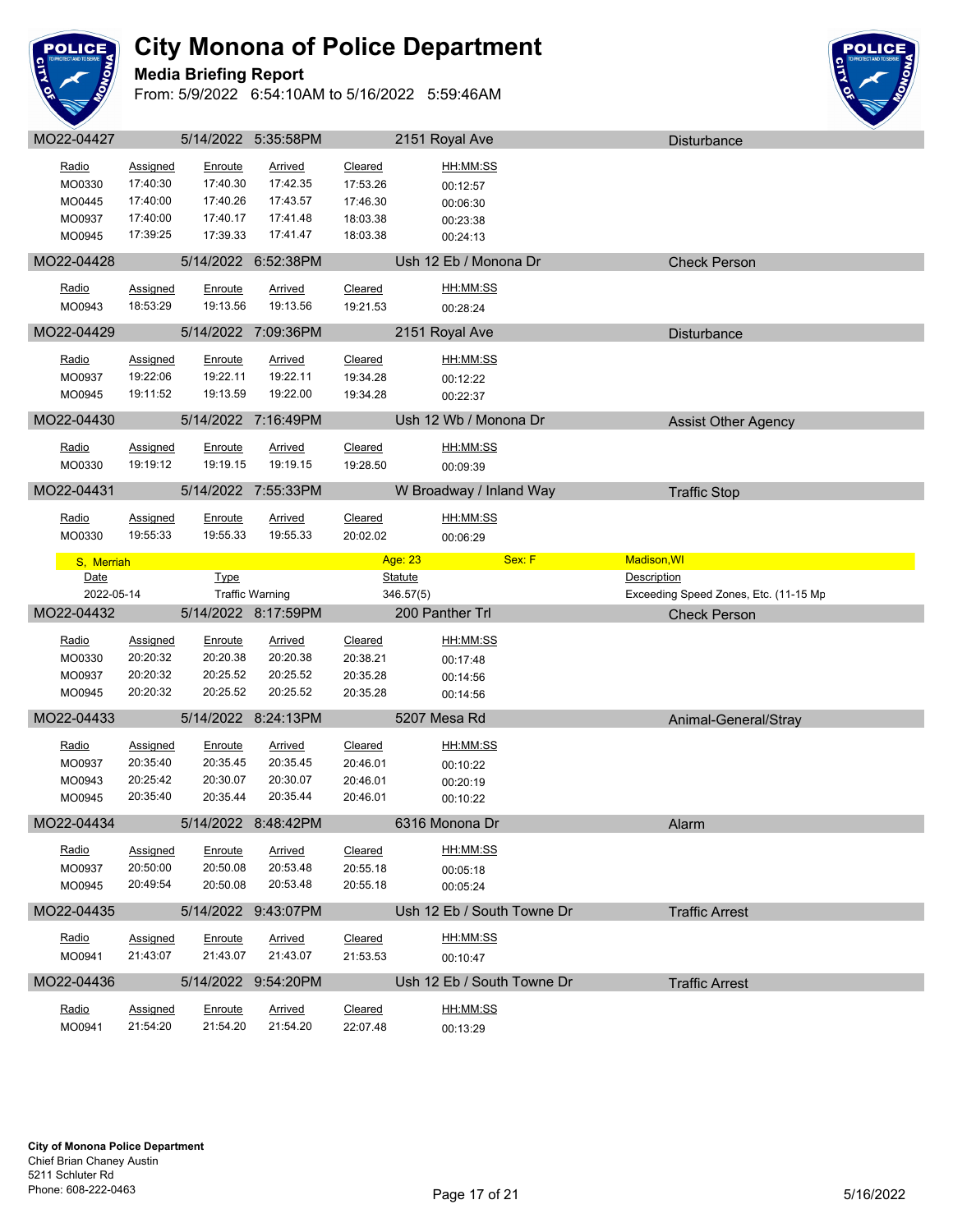# City Monona of Police Department

**Media Briefing Report**

From: 5/9/2022 6:54:10AM to 5/16/2022 5:59:46AM

## MO22-04427 | 5/14/2022 5:35:58PM | 2151 Royal Ave | Disturbance

| Radio | Assigned | Enroute | Arrived | Cleared | HH:MM:SS |
|---|---|---|---|---|---|
| MO0330 | 17:40:30 | 17:40.30 | 17:42.35 | 17:53.26 | 00:12:57 |
| MO0445 | 17:40:00 | 17:40.26 | 17:43.57 | 17:46.30 | 00:06:30 |
| MO0937 | 17:40:00 | 17:40.17 | 17:41.48 | 18:03.38 | 00:23:38 |
| MO0945 | 17:39:25 | 17:39.33 | 17:41.47 | 18:03.38 | 00:24:13 |

## MO22-04428 | 5/14/2022 6:52:38PM | Ush 12 Eb / Monona Dr | Check Person

| Radio | Assigned | Enroute | Arrived | Cleared | HH:MM:SS |
|---|---|---|---|---|---|
| MO0943 | 18:53:29 | 19:13.56 | 19:13.56 | 19:21.53 | 00:28:24 |

## MO22-04429 | 5/14/2022 7:09:36PM | 2151 Royal Ave | Disturbance

| Radio | Assigned | Enroute | Arrived | Cleared | HH:MM:SS |
|---|---|---|---|---|---|
| MO0937 | 19:22:06 | 19:22.11 | 19:22.11 | 19:34.28 | 00:12:22 |
| MO0945 | 19:11:52 | 19:13.59 | 19:22.00 | 19:34.28 | 00:22:37 |

## MO22-04430 | 5/14/2022 7:16:49PM | Ush 12 Wb / Monona Dr | Assist Other Agency

| Radio | Assigned | Enroute | Arrived | Cleared | HH:MM:SS |
|---|---|---|---|---|---|
| MO0330 | 19:19:12 | 19:19.15 | 19:19.15 | 19:28.50 | 00:09:39 |

## MO22-04431 | 5/14/2022 7:55:33PM | W Broadway / Inland Way | Traffic Stop

| Radio | Assigned | Enroute | Arrived | Cleared | HH:MM:SS |
|---|---|---|---|---|---|
| MO0330 | 19:55:33 | 19:55.33 | 19:55.33 | 20:02.02 | 00:06:29 |

**S, Merriah** | Age: 23 | Sex: F | Madison,WI

| Date | Type | Statute | Description |
|---|---|---|---|
| 2022-05-14 | Traffic Warning | 346.57(5) | Exceeding Speed Zones, Etc. (11-15 Mp |

## MO22-04432 | 5/14/2022 8:17:59PM | 200 Panther Trl | Check Person

| Radio | Assigned | Enroute | Arrived | Cleared | HH:MM:SS |
|---|---|---|---|---|---|
| MO0330 | 20:20:32 | 20:20.38 | 20:20.38 | 20:38.21 | 00:17:48 |
| MO0937 | 20:20:32 | 20:25.52 | 20:25.52 | 20:35.28 | 00:14:56 |
| MO0945 | 20:20:32 | 20:25.52 | 20:25.52 | 20:35.28 | 00:14:56 |

## MO22-04433 | 5/14/2022 8:24:13PM | 5207 Mesa Rd | Animal-General/Stray

| Radio | Assigned | Enroute | Arrived | Cleared | HH:MM:SS |
|---|---|---|---|---|---|
| MO0937 | 20:35:40 | 20:35.45 | 20:35.45 | 20:46.01 | 00:10:22 |
| MO0943 | 20:25:42 | 20:30.07 | 20:30.07 | 20:46.01 | 00:20:19 |
| MO0945 | 20:35:40 | 20:35.44 | 20:35.44 | 20:46.01 | 00:10:22 |

## MO22-04434 | 5/14/2022 8:48:42PM | 6316 Monona Dr | Alarm

| Radio | Assigned | Enroute | Arrived | Cleared | HH:MM:SS |
|---|---|---|---|---|---|
| MO0937 | 20:50:00 | 20:50.08 | 20:53.48 | 20:55.18 | 00:05:18 |
| MO0945 | 20:49:54 | 20:50.08 | 20:53.48 | 20:55.18 | 00:05:24 |

## MO22-04435 | 5/14/2022 9:43:07PM | Ush 12 Eb / South Towne Dr | Traffic Arrest

| Radio | Assigned | Enroute | Arrived | Cleared | HH:MM:SS |
|---|---|---|---|---|---|
| MO0941 | 21:43:07 | 21:43.07 | 21:43.07 | 21:53.53 | 00:10:47 |

## MO22-04436 | 5/14/2022 9:54:20PM | Ush 12 Eb / South Towne Dr | Traffic Arrest

| Radio | Assigned | Enroute | Arrived | Cleared | HH:MM:SS |
|---|---|---|---|---|---|
| MO0941 | 21:54:20 | 21:54.20 | 21:54.20 | 22:07.48 | 00:13:29 |

**City of Monona Police Department**
Chief Brian Chaney Austin
5211 Schluter Rd
Phone: 608-222-0463

5/16/2022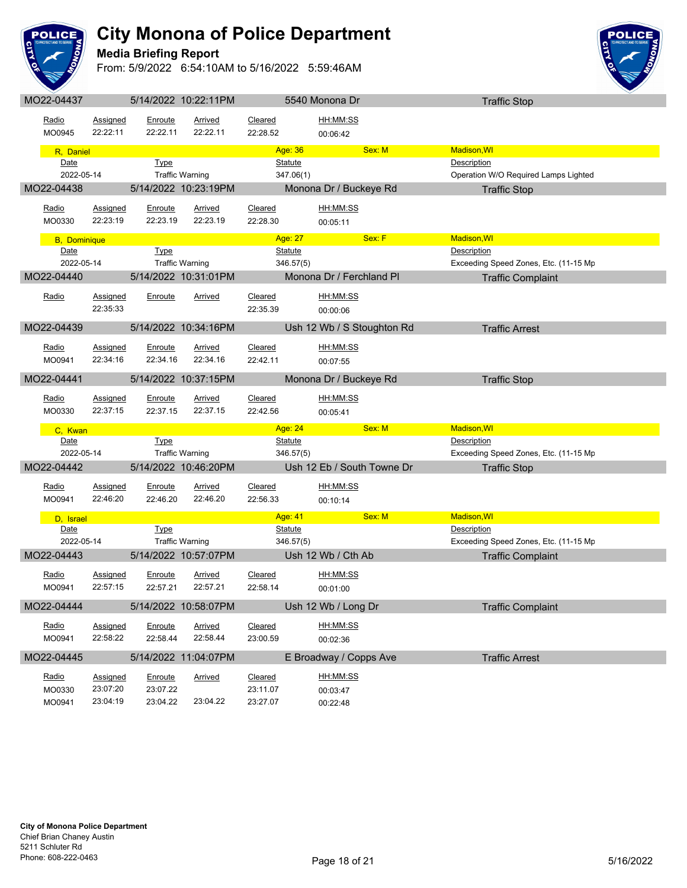# City Monona of Police Department

## Media Briefing Report

From: 5/9/2022 6:54:10AM to 5/16/2022 5:59:46AM

### MO22-04437 — 5/14/2022 10:22:11PM — 5540 Monona Dr — Traffic Stop

| Radio | Assigned | Enroute | Arrived | Cleared | HH:MM:SS |
|---|---|---|---|---|---|
| MO0945 | 22:22:11 | 22:22.11 | 22:22.11 | 22:28.52 | 00:06:42 |

R, Daniel — Age: 36 — Sex: M — Madison,WI

| Date | Type | Statute | Description |
|---|---|---|---|
| 2022-05-14 | Traffic Warning | 347.06(1) | Operation W/O Required Lamps Lighted |

### MO22-04438 — 5/14/2022 10:23:19PM — Monona Dr / Buckeye Rd — Traffic Stop

| Radio | Assigned | Enroute | Arrived | Cleared | HH:MM:SS |
|---|---|---|---|---|---|
| MO0330 | 22:23:19 | 22:23.19 | 22:23.19 | 22:28.30 | 00:05:11 |

B, Dominique — Age: 27 — Sex: F — Madison,WI

| Date | Type | Statute | Description |
|---|---|---|---|
| 2022-05-14 | Traffic Warning | 346.57(5) | Exceeding Speed Zones, Etc. (11-15 Mp |

### MO22-04440 — 5/14/2022 10:31:01PM — Monona Dr / Ferchland Pl — Traffic Complaint

| Radio | Assigned | Enroute | Arrived | Cleared | HH:MM:SS |
|---|---|---|---|---|---|
| | 22:35:33 | | | 22:35.39 | 00:00:06 |

### MO22-04439 — 5/14/2022 10:34:16PM — Ush 12 Wb / S Stoughton Rd — Traffic Arrest

| Radio | Assigned | Enroute | Arrived | Cleared | HH:MM:SS |
|---|---|---|---|---|---|
| MO0941 | 22:34:16 | 22:34.16 | 22:34.16 | 22:42.11 | 00:07:55 |

### MO22-04441 — 5/14/2022 10:37:15PM — Monona Dr / Buckeye Rd — Traffic Stop

| Radio | Assigned | Enroute | Arrived | Cleared | HH:MM:SS |
|---|---|---|---|---|---|
| MO0330 | 22:37:15 | 22:37.15 | 22:37.15 | 22:42.56 | 00:05:41 |

C, Kwan — Age: 24 — Sex: M — Madison,WI

| Date | Type | Statute | Description |
|---|---|---|---|
| 2022-05-14 | Traffic Warning | 346.57(5) | Exceeding Speed Zones, Etc. (11-15 Mp |

### MO22-04442 — 5/14/2022 10:46:20PM — Ush 12 Eb / South Towne Dr — Traffic Stop

| Radio | Assigned | Enroute | Arrived | Cleared | HH:MM:SS |
|---|---|---|---|---|---|
| MO0941 | 22:46:20 | 22:46.20 | 22:46.20 | 22:56.33 | 00:10:14 |

D, Israel — Age: 41 — Sex: M — Madison,WI

| Date | Type | Statute | Description |
|---|---|---|---|
| 2022-05-14 | Traffic Warning | 346.57(5) | Exceeding Speed Zones, Etc. (11-15 Mp |

### MO22-04443 — 5/14/2022 10:57:07PM — Ush 12 Wb / Cth Ab — Traffic Complaint

| Radio | Assigned | Enroute | Arrived | Cleared | HH:MM:SS |
|---|---|---|---|---|---|
| MO0941 | 22:57:15 | 22:57.21 | 22:57.21 | 22:58.14 | 00:01:00 |

### MO22-04444 — 5/14/2022 10:58:07PM — Ush 12 Wb / Long Dr — Traffic Complaint

| Radio | Assigned | Enroute | Arrived | Cleared | HH:MM:SS |
|---|---|---|---|---|---|
| MO0941 | 22:58:22 | 22:58.44 | 22:58.44 | 23:00.59 | 00:02:36 |

### MO22-04445 — 5/14/2022 11:04:07PM — E Broadway / Copps Ave — Traffic Arrest

| Radio | Assigned | Enroute | Arrived | Cleared | HH:MM:SS |
|---|---|---|---|---|---|
| MO0330 | 23:07:20 | 23:07.22 | | 23:11.07 | 00:03:47 |
| MO0941 | 23:04:19 | 23:04.22 | 23:04.22 | 23:27.07 | 00:22:48 |

**City of Monona Police Department**
Chief Brian Chaney Austin
5211 Schluter Rd
Phone: 608-222-0463

5/16/2022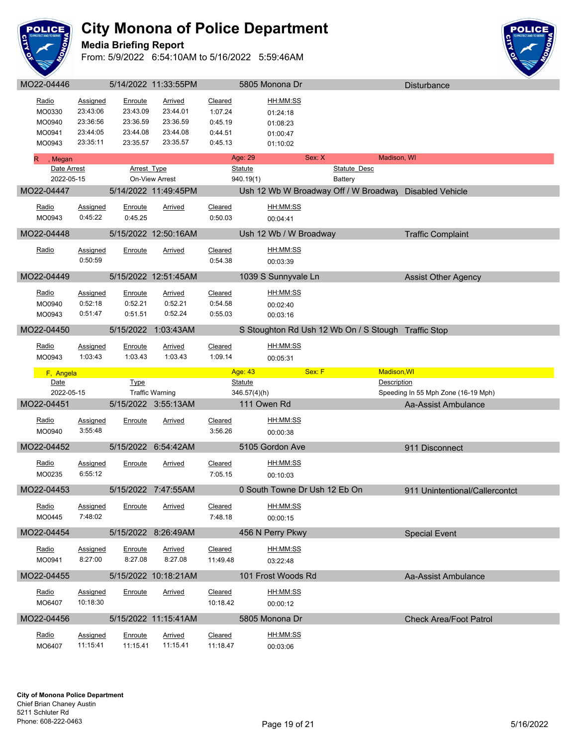# City Monona of Police Department

## Media Briefing Report

From: 5/9/2022 6:54:10AM to 5/16/2022 5:59:46AM

| MO22-04446 | 5/14/2022 11:33:55PM | 5805 Monona Dr | Disturbance |
|---|---|---|---|

| Radio | Assigned | Enroute | Arrived | Cleared | HH:MM:SS |
|---|---|---|---|---|---|
| MO0330 | 23:43:06 | 23:43.09 | 23:44.01 | 1:07.24 | 01:24:18 |
| MO0940 | 23:36:56 | 23:36.59 | 23:36.59 | 0:45.19 | 01:08:23 |
| MO0941 | 23:44:05 | 23:44.08 | 23:44.08 | 0:44.51 | 01:00:47 |
| MO0943 | 23:35:11 | 23:35.57 | 23:35.57 | 0:45.13 | 01:10:02 |

| R , Megan | Age: 29 | Sex: X | Madison, WI |
|---|---|---|---|
| **Date Arrest** | **Arrest Type** | **Statute** | **Statute Desc** |
| 2022-05-15 | On-View Arrest | 940.19(1) | Battery |

| MO22-04447 | 5/14/2022 11:49:45PM | Ush 12 Wb W Broadway Off / W Broadway | Disabled Vehicle |
|---|---|---|---|

| Radio | Assigned | Enroute | Arrived | Cleared | HH:MM:SS |
|---|---|---|---|---|---|
| MO0943 | 0:45:22 | 0:45.25 | | 0:50.03 | 00:04:41 |

| MO22-04448 | 5/15/2022 12:50:16AM | Ush 12 Wb / W Broadway | Traffic Complaint |
|---|---|---|---|

| Radio | Assigned | Enroute | Arrived | Cleared | HH:MM:SS |
|---|---|---|---|---|---|
| | 0:50:59 | | | 0:54.38 | 00:03:39 |

| MO22-04449 | 5/15/2022 12:51:45AM | 1039 S Sunnyvale Ln | Assist Other Agency |
|---|---|---|---|

| Radio | Assigned | Enroute | Arrived | Cleared | HH:MM:SS |
|---|---|---|---|---|---|
| MO0940 | 0:52:18 | 0:52.21 | 0:52.21 | 0:54.58 | 00:02:40 |
| MO0943 | 0:51:47 | 0:51.51 | 0:52.24 | 0:55.03 | 00:03:16 |

| MO22-04450 | 5/15/2022 1:03:43AM | S Stoughton Rd Ush 12 Wb On / S Stough | Traffic Stop |
|---|---|---|---|

| Radio | Assigned | Enroute | Arrived | Cleared | HH:MM:SS |
|---|---|---|---|---|---|
| MO0943 | 1:03:43 | 1:03.43 | 1:03.43 | 1:09.14 | 00:05:31 |

| F, Angela | Age: 43 | Sex: F | Madison,WI |
|---|---|---|---|
| **Date** | **Type** | **Statute** | **Description** |
| 2022-05-15 | Traffic Warning | 346.57(4)(h) | Speeding In 55 Mph Zone (16-19 Mph) |

| MO22-04451 | 5/15/2022 3:55:13AM | 111 Owen Rd | Aa-Assist Ambulance |
|---|---|---|---|

| Radio | Assigned | Enroute | Arrived | Cleared | HH:MM:SS |
|---|---|---|---|---|---|
| MO0940 | 3:55:48 | | | 3:56.26 | 00:00:38 |

| MO22-04452 | 5/15/2022 6:54:42AM | 5105 Gordon Ave | 911 Disconnect |
|---|---|---|---|

| Radio | Assigned | Enroute | Arrived | Cleared | HH:MM:SS |
|---|---|---|---|---|---|
| MO0235 | 6:55:12 | | | 7:05.15 | 00:10:03 |

| MO22-04453 | 5/15/2022 7:47:55AM | 0 South Towne Dr Ush 12 Eb On | 911 Unintentional/Callercontct |
|---|---|---|---|

| Radio | Assigned | Enroute | Arrived | Cleared | HH:MM:SS |
|---|---|---|---|---|---|
| MO0445 | 7:48:02 | | | 7:48.18 | 00:00:15 |

| MO22-04454 | 5/15/2022 8:26:49AM | 456 N Perry Pkwy | Special Event |
|---|---|---|---|

| Radio | Assigned | Enroute | Arrived | Cleared | HH:MM:SS |
|---|---|---|---|---|---|
| MO0941 | 8:27:00 | 8:27.08 | 8:27.08 | 11:49.48 | 03:22:48 |

| MO22-04455 | 5/15/2022 10:18:21AM | 101 Frost Woods Rd | Aa-Assist Ambulance |
|---|---|---|---|

| Radio | Assigned | Enroute | Arrived | Cleared | HH:MM:SS |
|---|---|---|---|---|---|
| MO6407 | 10:18:30 | | | 10:18.42 | 00:00:12 |

| MO22-04456 | 5/15/2022 11:15:41AM | 5805 Monona Dr | Check Area/Foot Patrol |
|---|---|---|---|

| Radio | Assigned | Enroute | Arrived | Cleared | HH:MM:SS |
|---|---|---|---|---|---|
| MO6407 | 11:15:41 | 11:15.41 | 11:15.41 | 11:18.47 | 00:03:06 |

**City of Monona Police Department**
Chief Brian Chaney Austin
5211 Schluter Rd
Phone: 608-222-0463

5/16/2022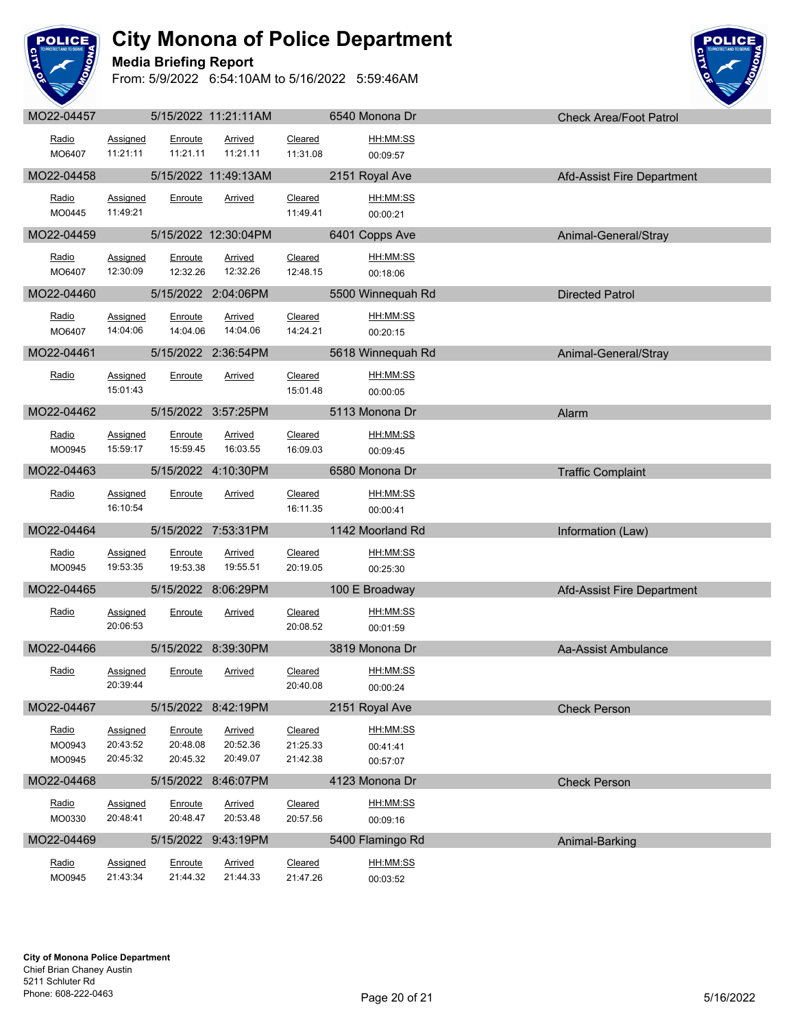# City Monona of Police Department

## Media Briefing Report

From: 5/9/2022 6:54:10AM to 5/16/2022 5:59:46AM

| MO22-04457 | 5/15/2022 11:21:11AM | 6540 Monona Dr | Check Area/Foot Patrol |
|---|---|---|---|

| Radio | Assigned | Enroute | Arrived | Cleared | HH:MM:SS |
|---|---|---|---|---|---|
| MO6407 | 11:21:11 | 11:21.11 | 11:21.11 | 11:31.08 | 00:09:57 |

| MO22-04458 | 5/15/2022 11:49:13AM | 2151 Royal Ave | Afd-Assist Fire Department |
|---|---|---|---|

| Radio | Assigned | Enroute | Arrived | Cleared | HH:MM:SS |
|---|---|---|---|---|---|
| MO0445 | 11:49:21 | | | 11:49.41 | 00:00:21 |

| MO22-04459 | 5/15/2022 12:30:04PM | 6401 Copps Ave | Animal-General/Stray |
|---|---|---|---|

| Radio | Assigned | Enroute | Arrived | Cleared | HH:MM:SS |
|---|---|---|---|---|---|
| MO6407 | 12:30:09 | 12:32.26 | 12:32.26 | 12:48.15 | 00:18:06 |

| MO22-04460 | 5/15/2022 2:04:06PM | 5500 Winnequah Rd | Directed Patrol |
|---|---|---|---|

| Radio | Assigned | Enroute | Arrived | Cleared | HH:MM:SS |
|---|---|---|---|---|---|
| MO6407 | 14:04:06 | 14:04.06 | 14:04.06 | 14:24.21 | 00:20:15 |

| MO22-04461 | 5/15/2022 2:36:54PM | 5618 Winnequah Rd | Animal-General/Stray |
|---|---|---|---|

| Radio | Assigned | Enroute | Arrived | Cleared | HH:MM:SS |
|---|---|---|---|---|---|
| | 15:01:43 | | | 15:01.48 | 00:00:05 |

| MO22-04462 | 5/15/2022 3:57:25PM | 5113 Monona Dr | Alarm |
|---|---|---|---|

| Radio | Assigned | Enroute | Arrived | Cleared | HH:MM:SS |
|---|---|---|---|---|---|
| MO0945 | 15:59:17 | 15:59.45 | 16:03.55 | 16:09.03 | 00:09:45 |

| MO22-04463 | 5/15/2022 4:10:30PM | 6580 Monona Dr | Traffic Complaint |
|---|---|---|---|

| Radio | Assigned | Enroute | Arrived | Cleared | HH:MM:SS |
|---|---|---|---|---|---|
| | 16:10:54 | | | 16:11.35 | 00:00:41 |

| MO22-04464 | 5/15/2022 7:53:31PM | 1142 Moorland Rd | Information (Law) |
|---|---|---|---|

| Radio | Assigned | Enroute | Arrived | Cleared | HH:MM:SS |
|---|---|---|---|---|---|
| MO0945 | 19:53:35 | 19:53.38 | 19:55.51 | 20:19.05 | 00:25:30 |

| MO22-04465 | 5/15/2022 8:06:29PM | 100 E Broadway | Afd-Assist Fire Department |
|---|---|---|---|

| Radio | Assigned | Enroute | Arrived | Cleared | HH:MM:SS |
|---|---|---|---|---|---|
| | 20:06:53 | | | 20:08.52 | 00:01:59 |

| MO22-04466 | 5/15/2022 8:39:30PM | 3819 Monona Dr | Aa-Assist Ambulance |
|---|---|---|---|

| Radio | Assigned | Enroute | Arrived | Cleared | HH:MM:SS |
|---|---|---|---|---|---|
| | 20:39:44 | | | 20:40.08 | 00:00:24 |

| MO22-04467 | 5/15/2022 8:42:19PM | 2151 Royal Ave | Check Person |
|---|---|---|---|

| Radio | Assigned | Enroute | Arrived | Cleared | HH:MM:SS |
|---|---|---|---|---|---|
| MO0943 | 20:43:52 | 20:48.08 | 20:52.36 | 21:25.33 | 00:41:41 |
| MO0945 | 20:45:32 | 20:45.32 | 20:49.07 | 21:42.38 | 00:57:07 |

| MO22-04468 | 5/15/2022 8:46:07PM | 4123 Monona Dr | Check Person |
|---|---|---|---|

| Radio | Assigned | Enroute | Arrived | Cleared | HH:MM:SS |
|---|---|---|---|---|---|
| MO0330 | 20:48:41 | 20:48.47 | 20:53.48 | 20:57.56 | 00:09:16 |

| MO22-04469 | 5/15/2022 9:43:19PM | 5400 Flamingo Rd | Animal-Barking |
|---|---|---|---|

| Radio | Assigned | Enroute | Arrived | Cleared | HH:MM:SS |
|---|---|---|---|---|---|
| MO0945 | 21:43:34 | 21:44.32 | 21:44.33 | 21:47.26 | 00:03:52 |

**City of Monona Police Department**
Chief Brian Chaney Austin
5211 Schluter Rd
Phone: 608-222-0463

5/16/2022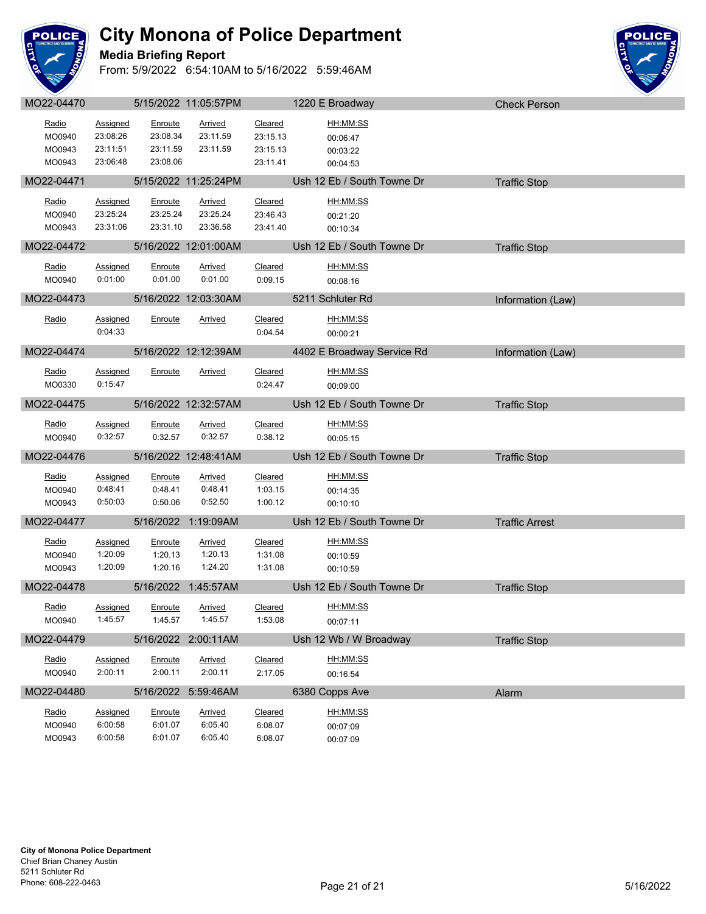# City Monona of Police Department

**Media Briefing Report**

From: 5/9/2022 6:54:10AM to 5/16/2022 5:59:46AM

## MO22-04470 — 5/15/2022 11:05:57PM — 1220 E Broadway — Check Person

| Radio | Assigned | Enroute | Arrived | Cleared | HH:MM:SS |
|---|---|---|---|---|---|
| MO0940 | 23:08:26 | 23:08.34 | 23:11.59 | 23:15.13 | 00:06:47 |
| MO0943 | 23:11:51 | 23:11.59 | 23:11.59 | 23:15.13 | 00:03:22 |
| MO0943 | 23:06:48 | 23:08.06 | | 23:11.41 | 00:04:53 |

## MO22-04471 — 5/15/2022 11:25:24PM — Ush 12 Eb / South Towne Dr — Traffic Stop

| Radio | Assigned | Enroute | Arrived | Cleared | HH:MM:SS |
|---|---|---|---|---|---|
| MO0940 | 23:25:24 | 23:25.24 | 23:25.24 | 23:46.43 | 00:21:20 |
| MO0943 | 23:31:06 | 23:31.10 | 23:36.58 | 23:41.40 | 00:10:34 |

## MO22-04472 — 5/16/2022 12:01:00AM — Ush 12 Eb / South Towne Dr — Traffic Stop

| Radio | Assigned | Enroute | Arrived | Cleared | HH:MM:SS |
|---|---|---|---|---|---|
| MO0940 | 0:01:00 | 0:01.00 | 0:01.00 | 0:09.15 | 00:08:16 |

## MO22-04473 — 5/16/2022 12:03:30AM — 5211 Schluter Rd — Information (Law)

| Radio | Assigned | Enroute | Arrived | Cleared | HH:MM:SS |
|---|---|---|---|---|---|
| | 0:04:33 | | | 0:04.54 | 00:00:21 |

## MO22-04474 — 5/16/2022 12:12:39AM — 4402 E Broadway Service Rd — Information (Law)

| Radio | Assigned | Enroute | Arrived | Cleared | HH:MM:SS |
|---|---|---|---|---|---|
| MO0330 | 0:15:47 | | | 0:24.47 | 00:09:00 |

## MO22-04475 — 5/16/2022 12:32:57AM — Ush 12 Eb / South Towne Dr — Traffic Stop

| Radio | Assigned | Enroute | Arrived | Cleared | HH:MM:SS |
|---|---|---|---|---|---|
| MO0940 | 0:32:57 | 0:32.57 | 0:32.57 | 0:38.12 | 00:05:15 |

## MO22-04476 — 5/16/2022 12:48:41AM — Ush 12 Eb / South Towne Dr — Traffic Stop

| Radio | Assigned | Enroute | Arrived | Cleared | HH:MM:SS |
|---|---|---|---|---|---|
| MO0940 | 0:48:41 | 0:48.41 | 0:48.41 | 1:03.15 | 00:14:35 |
| MO0943 | 0:50:03 | 0:50.06 | 0:52.50 | 1:00.12 | 00:10:10 |

## MO22-04477 — 5/16/2022 1:19:09AM — Ush 12 Eb / South Towne Dr — Traffic Arrest

| Radio | Assigned | Enroute | Arrived | Cleared | HH:MM:SS |
|---|---|---|---|---|---|
| MO0940 | 1:20:09 | 1:20.13 | 1:20.13 | 1:31.08 | 00:10:59 |
| MO0943 | 1:20:09 | 1:20.16 | 1:24.20 | 1:31.08 | 00:10:59 |

## MO22-04478 — 5/16/2022 1:45:57AM — Ush 12 Eb / South Towne Dr — Traffic Stop

| Radio | Assigned | Enroute | Arrived | Cleared | HH:MM:SS |
|---|---|---|---|---|---|
| MO0940 | 1:45:57 | 1:45.57 | 1:45.57 | 1:53.08 | 00:07:11 |

## MO22-04479 — 5/16/2022 2:00:11AM — Ush 12 Wb / W Broadway — Traffic Stop

| Radio | Assigned | Enroute | Arrived | Cleared | HH:MM:SS |
|---|---|---|---|---|---|
| MO0940 | 2:00:11 | 2:00.11 | 2:00.11 | 2:17.05 | 00:16:54 |

## MO22-04480 — 5/16/2022 5:59:46AM — 6380 Copps Ave — Alarm

| Radio | Assigned | Enroute | Arrived | Cleared | HH:MM:SS |
|---|---|---|---|---|---|
| MO0940 | 6:00:58 | 6:01.07 | 6:05.40 | 6:08.07 | 00:07:09 |
| MO0943 | 6:00:58 | 6:01.07 | 6:05.40 | 6:08.07 | 00:07:09 |

**City of Monona Police Department**
Chief Brian Chaney Austin
5211 Schluter Rd
Phone: 608-222-0463

5/16/2022